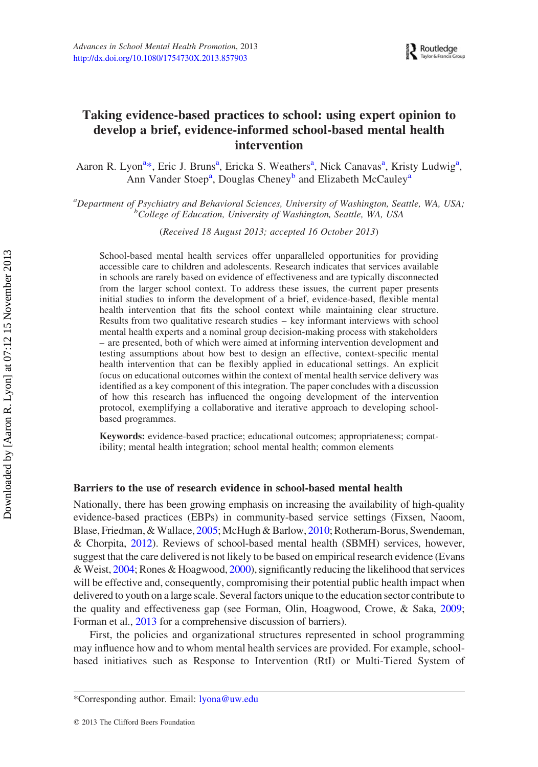# Taking evidence-based practices to school: using expert opinion to develop a brief, evidence-informed school-based mental health intervention

Aaron R. Lyon[a]*, Eric J. Bruns[a], Ericka S. Weathers[a], Nick Canavas[a], Kristy Ludwig[a], Ann Vander Stoep[a], Douglas Cheney[b] and Elizabeth McCauley[a]

[a]*Department of Psychiatry and Behavioral Sciences, University of Washington, Seattle, WA, USA;* [b]*College of Education, University of Washington, Seattle, WA, USA*

(*Received 18 August 2013; accepted 16 October 2013*)

School-based mental health services offer unparalleled opportunities for providing accessible care to children and adolescents. Research indicates that services available in schools are rarely based on evidence of effectiveness and are typically disconnected from the larger school context. To address these issues, the current paper presents initial studies to inform the development of a brief, evidence-based, flexible mental health intervention that fits the school context while maintaining clear structure. Results from two qualitative research studies – key informant interviews with school mental health experts and a nominal group decision-making process with stakeholders – are presented, both of which were aimed at informing intervention development and testing assumptions about how best to design an effective, context-specific mental health intervention that can be flexibly applied in educational settings. An explicit focus on educational outcomes within the context of mental health service delivery was identified as a key component of this integration. The paper concludes with a discussion of how this research has influenced the ongoing development of the intervention protocol, exemplifying a collaborative and iterative approach to developing school-based programmes.

**Keywords:** evidence-based practice; educational outcomes; appropriateness; compatibility; mental health integration; school mental health; common elements

## Barriers to the use of research evidence in school-based mental health

Nationally, there has been growing emphasis on increasing the availability of high-quality evidence-based practices (EBPs) in community-based service settings (Fixsen, Naoom, Blase, Friedman, & Wallace, 2005; McHugh & Barlow, 2010; Rotheram-Borus, Swendeman, & Chorpita, 2012). Reviews of school-based mental health (SBMH) services, however, suggest that the care delivered is not likely to be based on empirical research evidence (Evans & Weist, 2004; Rones & Hoagwood, 2000), significantly reducing the likelihood that services will be effective and, consequently, compromising their potential public health impact when delivered to youth on a large scale. Several factors unique to the education sector contribute to the quality and effectiveness gap (see Forman, Olin, Hoagwood, Crowe, & Saka, 2009; Forman et al., 2013 for a comprehensive discussion of barriers).

First, the policies and organizational structures represented in school programming may influence how and to whom mental health services are provided. For example, school-based initiatives such as Response to Intervention (RtI) or Multi-Tiered System of

*Corresponding author. Email: lyona@uw.edu

© 2013 The Clifford Beers Foundation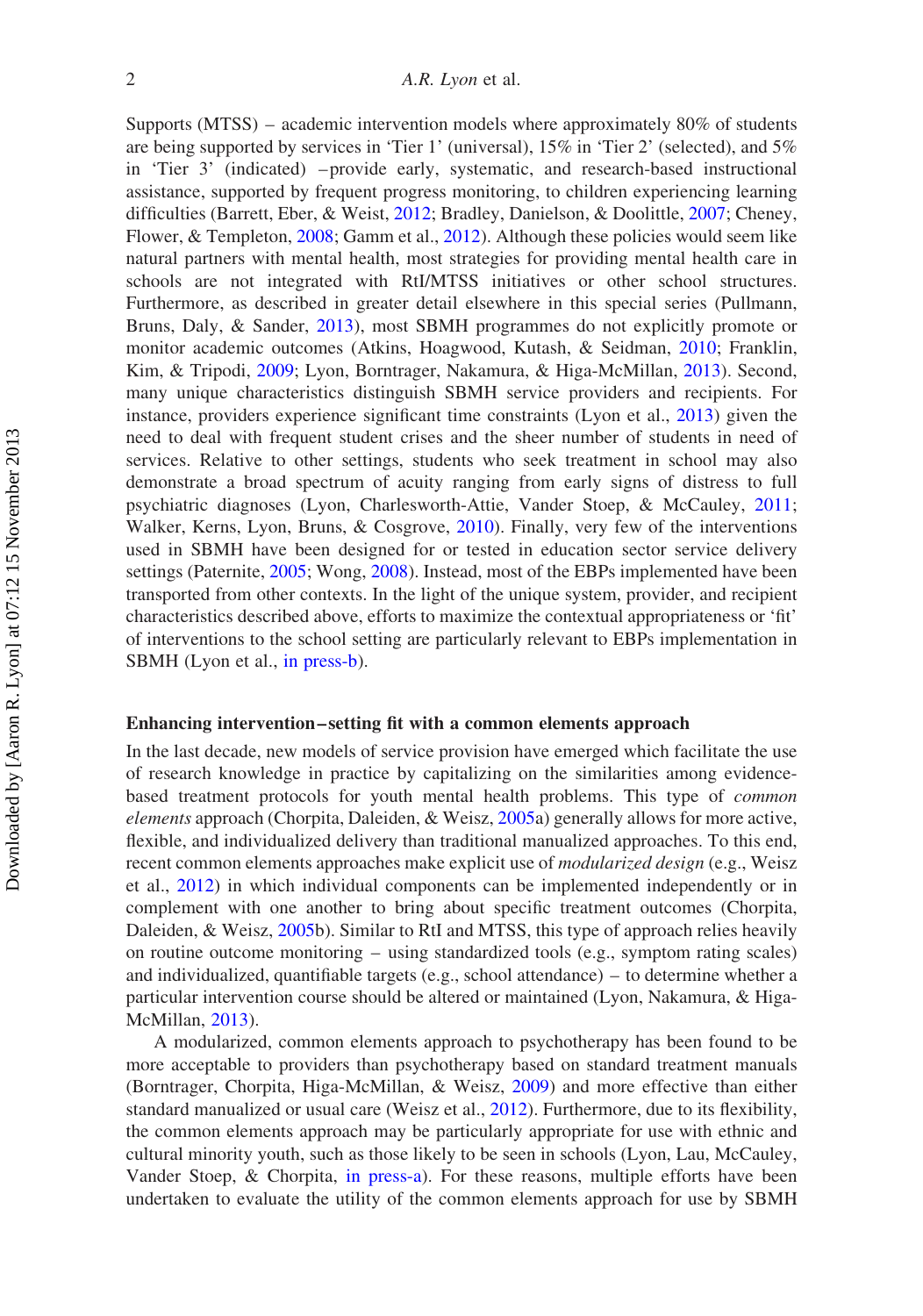Supports (MTSS) – academic intervention models where approximately 80% of students are being supported by services in 'Tier 1' (universal), 15% in 'Tier 2' (selected), and 5% in 'Tier 3' (indicated) –provide early, systematic, and research-based instructional assistance, supported by frequent progress monitoring, to children experiencing learning difficulties (Barrett, Eber, & Weist, 2012; Bradley, Danielson, & Doolittle, 2007; Cheney, Flower, & Templeton, 2008; Gamm et al., 2012). Although these policies would seem like natural partners with mental health, most strategies for providing mental health care in schools are not integrated with RtI/MTSS initiatives or other school structures. Furthermore, as described in greater detail elsewhere in this special series (Pullmann, Bruns, Daly, & Sander, 2013), most SBMH programmes do not explicitly promote or monitor academic outcomes (Atkins, Hoagwood, Kutash, & Seidman, 2010; Franklin, Kim, & Tripodi, 2009; Lyon, Borntrager, Nakamura, & Higa-McMillan, 2013). Second, many unique characteristics distinguish SBMH service providers and recipients. For instance, providers experience significant time constraints (Lyon et al., 2013) given the need to deal with frequent student crises and the sheer number of students in need of services. Relative to other settings, students who seek treatment in school may also demonstrate a broad spectrum of acuity ranging from early signs of distress to full psychiatric diagnoses (Lyon, Charlesworth-Attie, Vander Stoep, & McCauley, 2011; Walker, Kerns, Lyon, Bruns, & Cosgrove, 2010). Finally, very few of the interventions used in SBMH have been designed for or tested in education sector service delivery settings (Paternite, 2005; Wong, 2008). Instead, most of the EBPs implemented have been transported from other contexts. In the light of the unique system, provider, and recipient characteristics described above, efforts to maximize the contextual appropriateness or 'fit' of interventions to the school setting are particularly relevant to EBPs implementation in SBMH (Lyon et al., in press-b).

### Enhancing intervention–setting fit with a common elements approach

In the last decade, new models of service provision have emerged which facilitate the use of research knowledge in practice by capitalizing on the similarities among evidence-based treatment protocols for youth mental health problems. This type of *common elements* approach (Chorpita, Daleiden, & Weisz, 2005a) generally allows for more active, flexible, and individualized delivery than traditional manualized approaches. To this end, recent common elements approaches make explicit use of *modularized design* (e.g., Weisz et al., 2012) in which individual components can be implemented independently or in complement with one another to bring about specific treatment outcomes (Chorpita, Daleiden, & Weisz, 2005b). Similar to RtI and MTSS, this type of approach relies heavily on routine outcome monitoring – using standardized tools (e.g., symptom rating scales) and individualized, quantifiable targets (e.g., school attendance) – to determine whether a particular intervention course should be altered or maintained (Lyon, Nakamura, & Higa-McMillan, 2013).

A modularized, common elements approach to psychotherapy has been found to be more acceptable to providers than psychotherapy based on standard treatment manuals (Borntrager, Chorpita, Higa-McMillan, & Weisz, 2009) and more effective than either standard manualized or usual care (Weisz et al., 2012). Furthermore, due to its flexibility, the common elements approach may be particularly appropriate for use with ethnic and cultural minority youth, such as those likely to be seen in schools (Lyon, Lau, McCauley, Vander Stoep, & Chorpita, in press-a). For these reasons, multiple efforts have been undertaken to evaluate the utility of the common elements approach for use by SBMH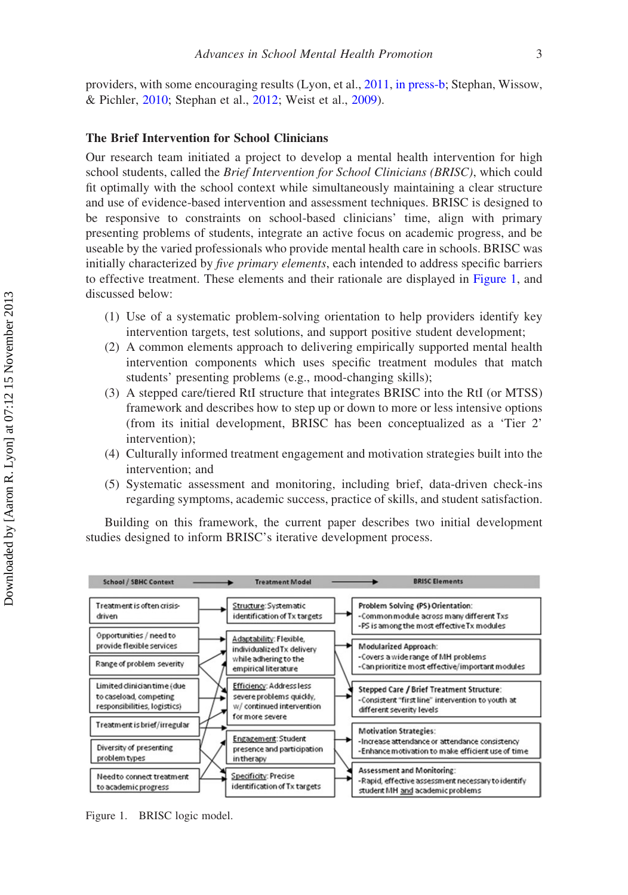providers, with some encouraging results (Lyon, et al., 2011, in press-b; Stephan, Wissow, & Pichler, 2010; Stephan et al., 2012; Weist et al., 2009).

### The Brief Intervention for School Clinicians

Our research team initiated a project to develop a mental health intervention for high school students, called the *Brief Intervention for School Clinicians (BRISC)*, which could fit optimally with the school context while simultaneously maintaining a clear structure and use of evidence-based intervention and assessment techniques. BRISC is designed to be responsive to constraints on school-based clinicians' time, align with primary presenting problems of students, integrate an active focus on academic progress, and be useable by the varied professionals who provide mental health care in schools. BRISC was initially characterized by *five primary elements*, each intended to address specific barriers to effective treatment. These elements and their rationale are displayed in Figure 1, and discussed below:

(1) Use of a systematic problem-solving orientation to help providers identify key intervention targets, test solutions, and support positive student development;
(2) A common elements approach to delivering empirically supported mental health intervention components which uses specific treatment modules that match students' presenting problems (e.g., mood-changing skills);
(3) A stepped care/tiered RtI structure that integrates BRISC into the RtI (or MTSS) framework and describes how to step up or down to more or less intensive options (from its initial development, BRISC has been conceptualized as a 'Tier 2' intervention);
(4) Culturally informed treatment engagement and motivation strategies built into the intervention; and
(5) Systematic assessment and monitoring, including brief, data-driven check-ins regarding symptoms, academic success, practice of skills, and student satisfaction.

Building on this framework, the current paper describes two initial development studies designed to inform BRISC's iterative development process.

Figure 1. BRISC logic model.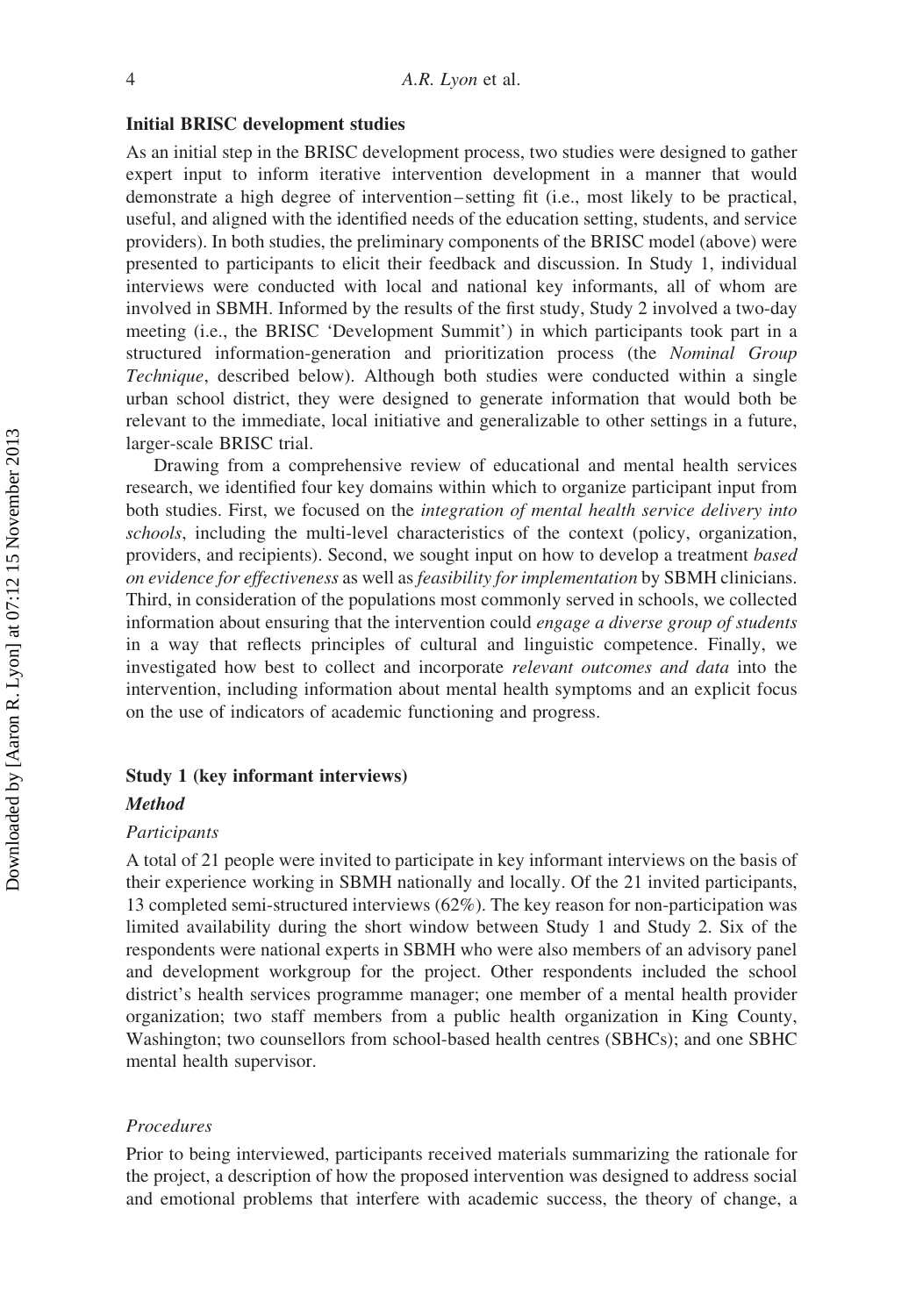### Initial BRISC development studies

As an initial step in the BRISC development process, two studies were designed to gather expert input to inform iterative intervention development in a manner that would demonstrate a high degree of intervention–setting fit (i.e., most likely to be practical, useful, and aligned with the identified needs of the education setting, students, and service providers). In both studies, the preliminary components of the BRISC model (above) were presented to participants to elicit their feedback and discussion. In Study 1, individual interviews were conducted with local and national key informants, all of whom are involved in SBMH. Informed by the results of the first study, Study 2 involved a two-day meeting (i.e., the BRISC 'Development Summit') in which participants took part in a structured information-generation and prioritization process (the *Nominal Group Technique*, described below). Although both studies were conducted within a single urban school district, they were designed to generate information that would both be relevant to the immediate, local initiative and generalizable to other settings in a future, larger-scale BRISC trial.

Drawing from a comprehensive review of educational and mental health services research, we identified four key domains within which to organize participant input from both studies. First, we focused on the *integration of mental health service delivery into schools*, including the multi-level characteristics of the context (policy, organization, providers, and recipients). Second, we sought input on how to develop a treatment *based on evidence for effectiveness* as well as *feasibility for implementation* by SBMH clinicians. Third, in consideration of the populations most commonly served in schools, we collected information about ensuring that the intervention could *engage a diverse group of students* in a way that reflects principles of cultural and linguistic competence. Finally, we investigated how best to collect and incorporate *relevant outcomes and data* into the intervention, including information about mental health symptoms and an explicit focus on the use of indicators of academic functioning and progress.

### Study 1 (key informant interviews)

#### *Method*

##### *Participants*

A total of 21 people were invited to participate in key informant interviews on the basis of their experience working in SBMH nationally and locally. Of the 21 invited participants, 13 completed semi-structured interviews (62%). The key reason for non-participation was limited availability during the short window between Study 1 and Study 2. Six of the respondents were national experts in SBMH who were also members of an advisory panel and development workgroup for the project. Other respondents included the school district's health services programme manager; one member of a mental health provider organization; two staff members from a public health organization in King County, Washington; two counsellors from school-based health centres (SBHCs); and one SBHC mental health supervisor.

##### *Procedures*

Prior to being interviewed, participants received materials summarizing the rationale for the project, a description of how the proposed intervention was designed to address social and emotional problems that interfere with academic success, the theory of change, a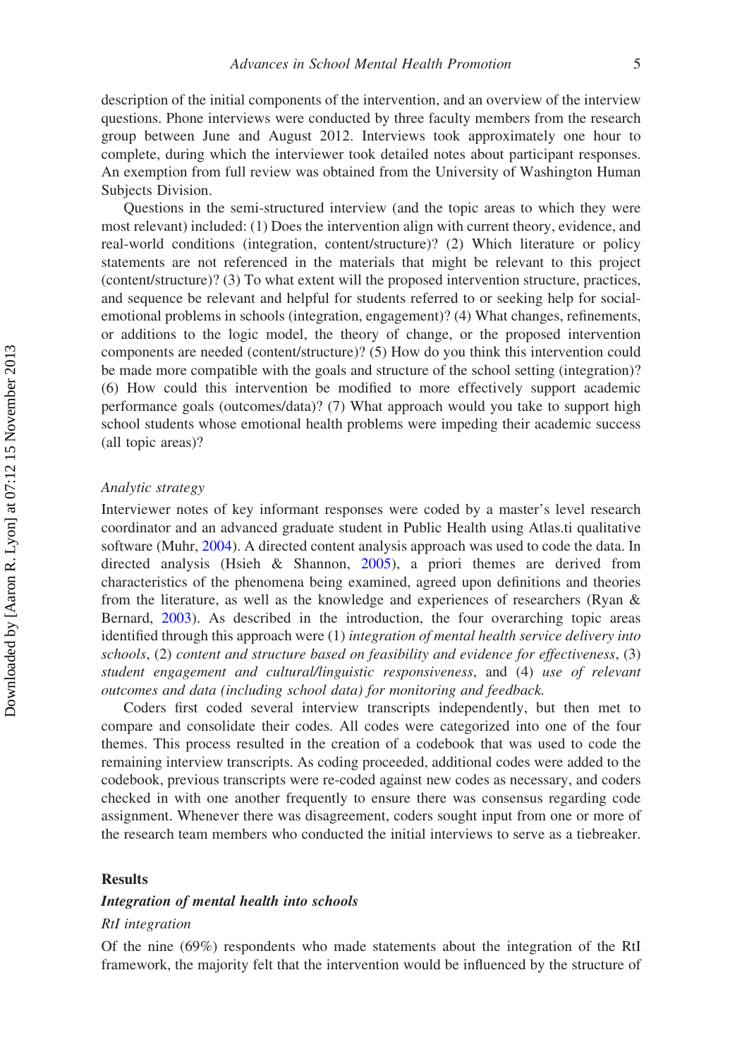description of the initial components of the intervention, and an overview of the interview questions. Phone interviews were conducted by three faculty members from the research group between June and August 2012. Interviews took approximately one hour to complete, during which the interviewer took detailed notes about participant responses. An exemption from full review was obtained from the University of Washington Human Subjects Division.

Questions in the semi-structured interview (and the topic areas to which they were most relevant) included: (1) Does the intervention align with current theory, evidence, and real-world conditions (integration, content/structure)? (2) Which literature or policy statements are not referenced in the materials that might be relevant to this project (content/structure)? (3) To what extent will the proposed intervention structure, practices, and sequence be relevant and helpful for students referred to or seeking help for social-emotional problems in schools (integration, engagement)? (4) What changes, refinements, or additions to the logic model, the theory of change, or the proposed intervention components are needed (content/structure)? (5) How do you think this intervention could be made more compatible with the goals and structure of the school setting (integration)? (6) How could this intervention be modified to more effectively support academic performance goals (outcomes/data)? (7) What approach would you take to support high school students whose emotional health problems were impeding their academic success (all topic areas)?

### *Analytic strategy*

Interviewer notes of key informant responses were coded by a master's level research coordinator and an advanced graduate student in Public Health using Atlas.ti qualitative software (Muhr, 2004). A directed content analysis approach was used to code the data. In directed analysis (Hsieh & Shannon, 2005), a priori themes are derived from characteristics of the phenomena being examined, agreed upon definitions and theories from the literature, as well as the knowledge and experiences of researchers (Ryan & Bernard, 2003). As described in the introduction, the four overarching topic areas identified through this approach were (1) *integration of mental health service delivery into schools*, (2) *content and structure based on feasibility and evidence for effectiveness*, (3) *student engagement and cultural/linguistic responsiveness*, and (4) *use of relevant outcomes and data (including school data) for monitoring and feedback.*

Coders first coded several interview transcripts independently, but then met to compare and consolidate their codes. All codes were categorized into one of the four themes. This process resulted in the creation of a codebook that was used to code the remaining interview transcripts. As coding proceeded, additional codes were added to the codebook, previous transcripts were re-coded against new codes as necessary, and coders checked in with one another frequently to ensure there was consensus regarding code assignment. Whenever there was disagreement, coders sought input from one or more of the research team members who conducted the initial interviews to serve as a tiebreaker.

## Results

### ***Integration of mental health into schools***

#### *RtI integration*

Of the nine (69%) respondents who made statements about the integration of the RtI framework, the majority felt that the intervention would be influenced by the structure of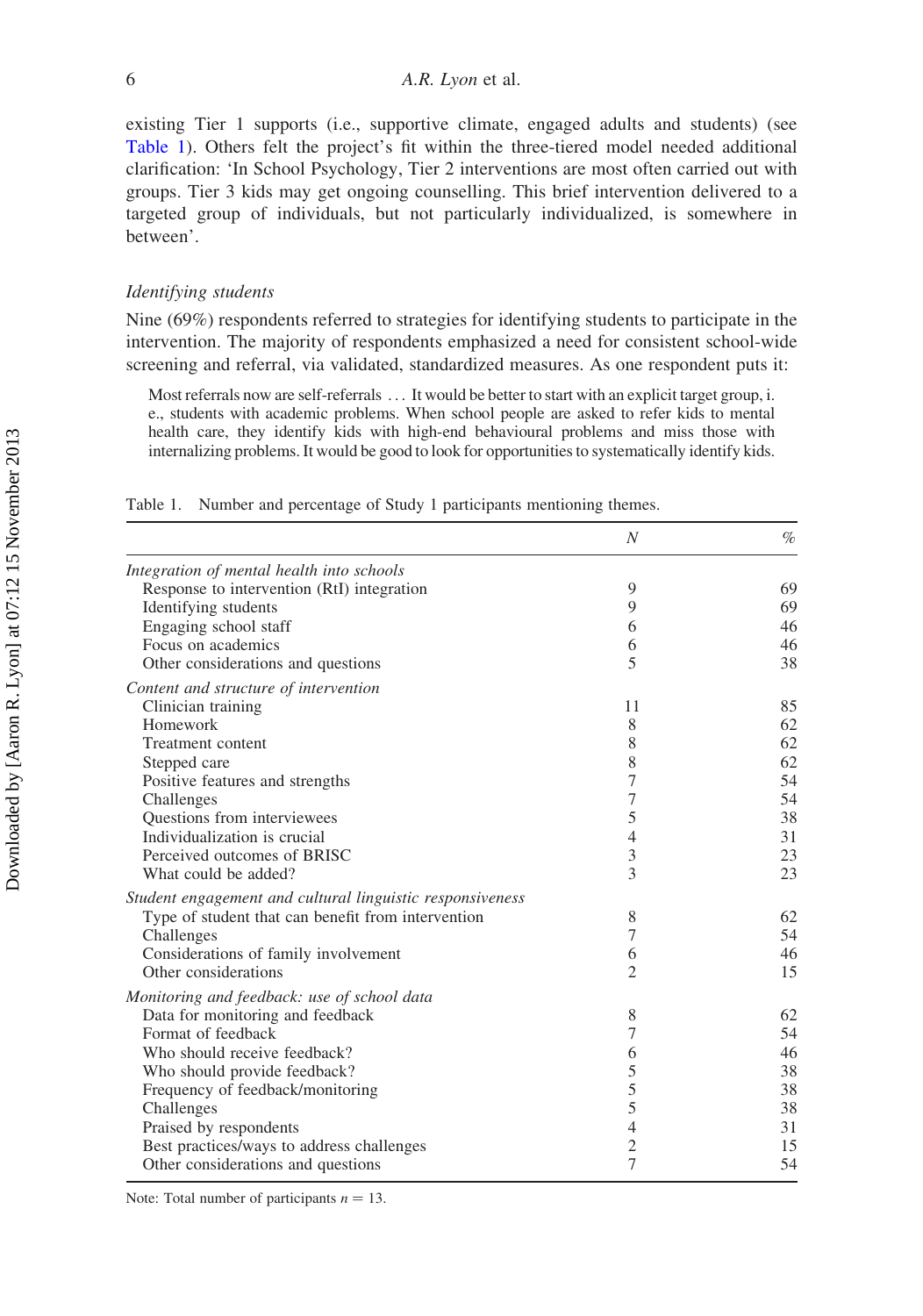existing Tier 1 supports (i.e., supportive climate, engaged adults and students) (see Table 1). Others felt the project's fit within the three-tiered model needed additional clarification: 'In School Psychology, Tier 2 interventions are most often carried out with groups. Tier 3 kids may get ongoing counselling. This brief intervention delivered to a targeted group of individuals, but not particularly individualized, is somewhere in between'.

### *Identifying students*

Nine (69%) respondents referred to strategies for identifying students to participate in the intervention. The majority of respondents emphasized a need for consistent school-wide screening and referral, via validated, standardized measures. As one respondent puts it:

> Most referrals now are self-referrals … It would be better to start with an explicit target group, i.e., students with academic problems. When school people are asked to refer kids to mental health care, they identify kids with high-end behavioural problems and miss those with internalizing problems. It would be good to look for opportunities to systematically identify kids.

Table 1. Number and percentage of Study 1 participants mentioning themes.

| | *N* | % |
|---|---|---|
| *Integration of mental health into schools* | | |
| Response to intervention (RtI) integration | 9 | 69 |
| Identifying students | 9 | 69 |
| Engaging school staff | 6 | 46 |
| Focus on academics | 6 | 46 |
| Other considerations and questions | 5 | 38 |
| *Content and structure of intervention* | | |
| Clinician training | 11 | 85 |
| Homework | 8 | 62 |
| Treatment content | 8 | 62 |
| Stepped care | 8 | 62 |
| Positive features and strengths | 7 | 54 |
| Challenges | 7 | 54 |
| Questions from interviewees | 5 | 38 |
| Individualization is crucial | 4 | 31 |
| Perceived outcomes of BRISC | 3 | 23 |
| What could be added? | 3 | 23 |
| *Student engagement and cultural linguistic responsiveness* | | |
| Type of student that can benefit from intervention | 8 | 62 |
| Challenges | 7 | 54 |
| Considerations of family involvement | 6 | 46 |
| Other considerations | 2 | 15 |
| *Monitoring and feedback: use of school data* | | |
| Data for monitoring and feedback | 8 | 62 |
| Format of feedback | 7 | 54 |
| Who should receive feedback? | 6 | 46 |
| Who should provide feedback? | 5 | 38 |
| Frequency of feedback/monitoring | 5 | 38 |
| Challenges | 5 | 38 |
| Praised by respondents | 4 | 31 |
| Best practices/ways to address challenges | 2 | 15 |
| Other considerations and questions | 7 | 54 |

Note: Total number of participants $n = 13$.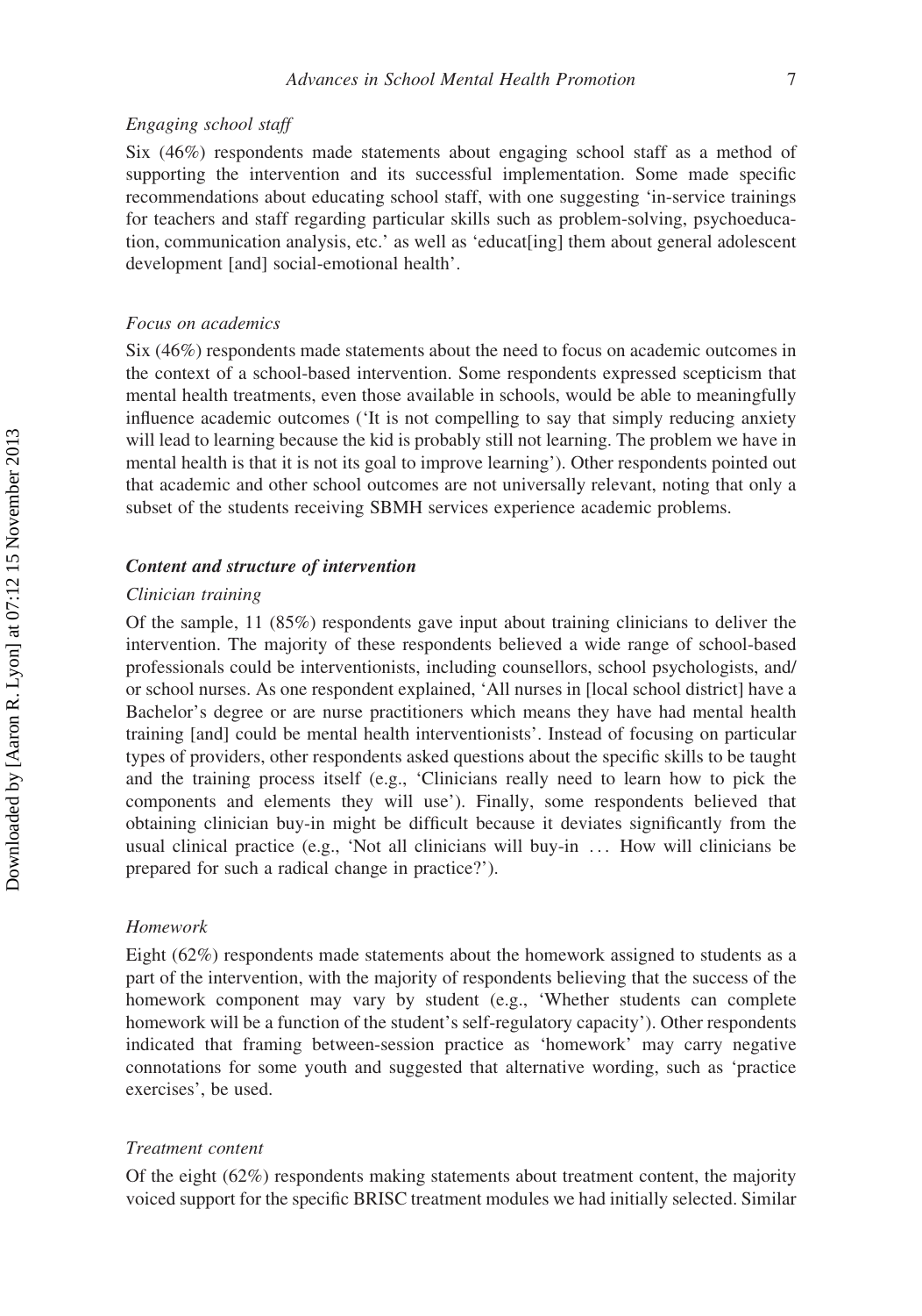*Engaging school staff*

Six (46%) respondents made statements about engaging school staff as a method of supporting the intervention and its successful implementation. Some made specific recommendations about educating school staff, with one suggesting 'in-service trainings for teachers and staff regarding particular skills such as problem-solving, psychoeducation, communication analysis, etc.' as well as 'educat[ing] them about general adolescent development [and] social-emotional health'.

*Focus on academics*

Six (46%) respondents made statements about the need to focus on academic outcomes in the context of a school-based intervention. Some respondents expressed scepticism that mental health treatments, even those available in schools, would be able to meaningfully influence academic outcomes ('It is not compelling to say that simply reducing anxiety will lead to learning because the kid is probably still not learning. The problem we have in mental health is that it is not its goal to improve learning'). Other respondents pointed out that academic and other school outcomes are not universally relevant, noting that only a subset of the students receiving SBMH services experience academic problems.

***Content and structure of intervention***

*Clinician training*

Of the sample, 11 (85%) respondents gave input about training clinicians to deliver the intervention. The majority of these respondents believed a wide range of school-based professionals could be interventionists, including counsellors, school psychologists, and/or school nurses. As one respondent explained, 'All nurses in [local school district] have a Bachelor's degree or are nurse practitioners which means they have had mental health training [and] could be mental health interventionists'. Instead of focusing on particular types of providers, other respondents asked questions about the specific skills to be taught and the training process itself (e.g., 'Clinicians really need to learn how to pick the components and elements they will use'). Finally, some respondents believed that obtaining clinician buy-in might be difficult because it deviates significantly from the usual clinical practice (e.g., 'Not all clinicians will buy-in … How will clinicians be prepared for such a radical change in practice?').

*Homework*

Eight (62%) respondents made statements about the homework assigned to students as a part of the intervention, with the majority of respondents believing that the success of the homework component may vary by student (e.g., 'Whether students can complete homework will be a function of the student's self-regulatory capacity'). Other respondents indicated that framing between-session practice as 'homework' may carry negative connotations for some youth and suggested that alternative wording, such as 'practice exercises', be used.

*Treatment content*

Of the eight (62%) respondents making statements about treatment content, the majority voiced support for the specific BRISC treatment modules we had initially selected. Similar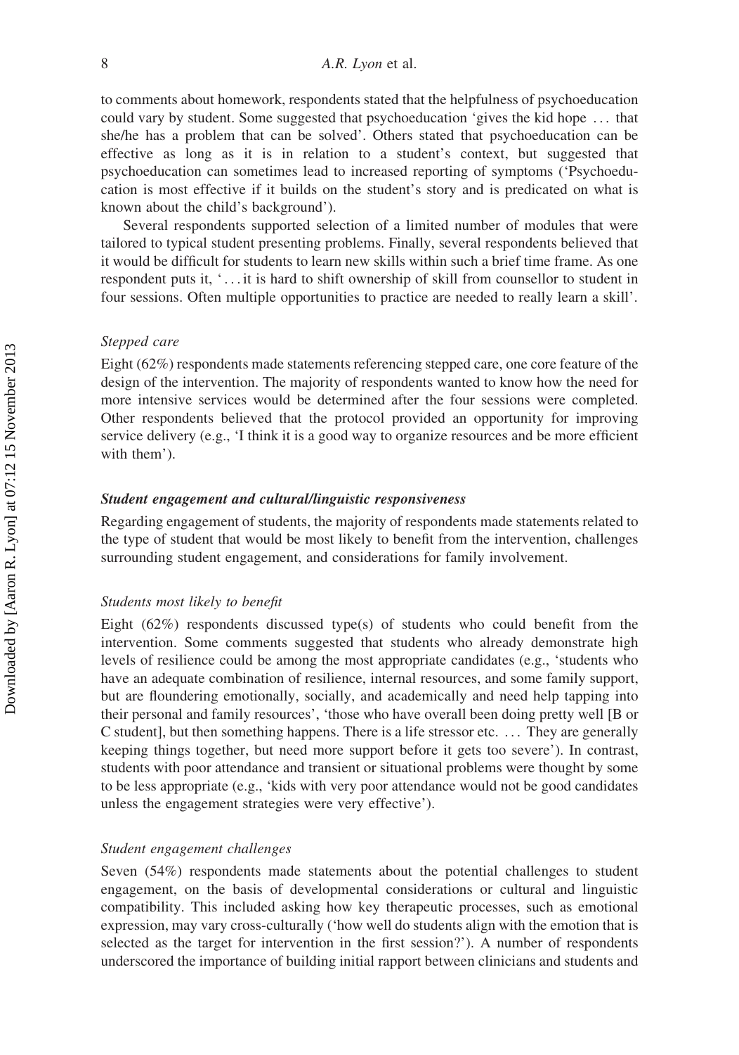to comments about homework, respondents stated that the helpfulness of psychoeducation could vary by student. Some suggested that psychoeducation 'gives the kid hope … that she/he has a problem that can be solved'. Others stated that psychoeducation can be effective as long as it is in relation to a student's context, but suggested that psychoeducation can sometimes lead to increased reporting of symptoms ('Psychoeducation is most effective if it builds on the student's story and is predicated on what is known about the child's background').

Several respondents supported selection of a limited number of modules that were tailored to typical student presenting problems. Finally, several respondents believed that it would be difficult for students to learn new skills within such a brief time frame. As one respondent puts it, '… it is hard to shift ownership of skill from counsellor to student in four sessions. Often multiple opportunities to practice are needed to really learn a skill'.

#### *Stepped care*

Eight (62%) respondents made statements referencing stepped care, one core feature of the design of the intervention. The majority of respondents wanted to know how the need for more intensive services would be determined after the four sessions were completed. Other respondents believed that the protocol provided an opportunity for improving service delivery (e.g., 'I think it is a good way to organize resources and be more efficient with them').

### ***Student engagement and cultural/linguistic responsiveness***

Regarding engagement of students, the majority of respondents made statements related to the type of student that would be most likely to benefit from the intervention, challenges surrounding student engagement, and considerations for family involvement.

#### *Students most likely to benefit*

Eight (62%) respondents discussed type(s) of students who could benefit from the intervention. Some comments suggested that students who already demonstrate high levels of resilience could be among the most appropriate candidates (e.g., 'students who have an adequate combination of resilience, internal resources, and some family support, but are floundering emotionally, socially, and academically and need help tapping into their personal and family resources', 'those who have overall been doing pretty well [B or C student], but then something happens. There is a life stressor etc. … They are generally keeping things together, but need more support before it gets too severe'). In contrast, students with poor attendance and transient or situational problems were thought by some to be less appropriate (e.g., 'kids with very poor attendance would not be good candidates unless the engagement strategies were very effective').

#### *Student engagement challenges*

Seven (54%) respondents made statements about the potential challenges to student engagement, on the basis of developmental considerations or cultural and linguistic compatibility. This included asking how key therapeutic processes, such as emotional expression, may vary cross-culturally ('how well do students align with the emotion that is selected as the target for intervention in the first session?'). A number of respondents underscored the importance of building initial rapport between clinicians and students and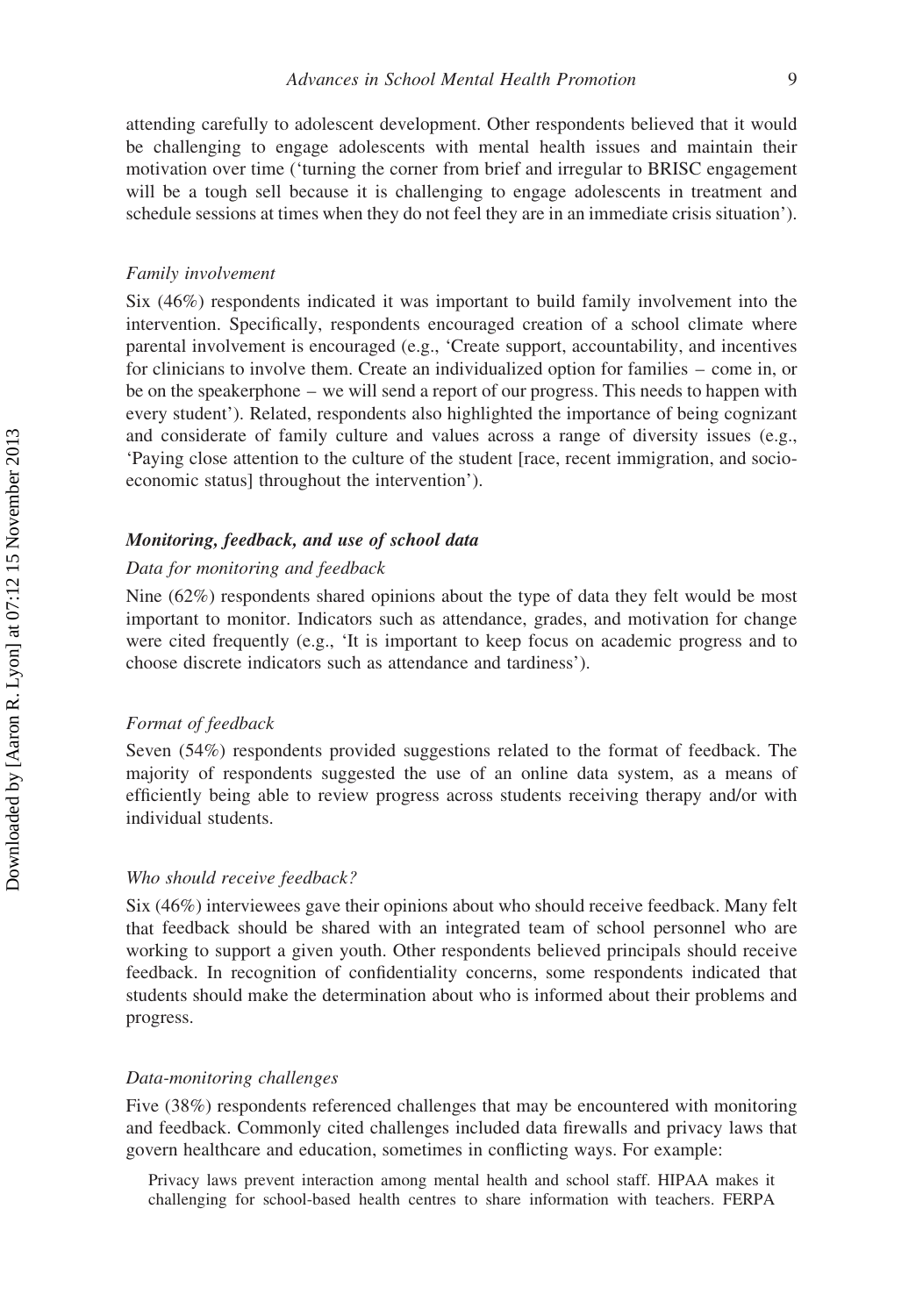attending carefully to adolescent development. Other respondents believed that it would be challenging to engage adolescents with mental health issues and maintain their motivation over time ('turning the corner from brief and irregular to BRISC engagement will be a tough sell because it is challenging to engage adolescents in treatment and schedule sessions at times when they do not feel they are in an immediate crisis situation').

*Family involvement*

Six (46%) respondents indicated it was important to build family involvement into the intervention. Specifically, respondents encouraged creation of a school climate where parental involvement is encouraged (e.g., 'Create support, accountability, and incentives for clinicians to involve them. Create an individualized option for families – come in, or be on the speakerphone – we will send a report of our progress. This needs to happen with every student'). Related, respondents also highlighted the importance of being cognizant and considerate of family culture and values across a range of diversity issues (e.g., 'Paying close attention to the culture of the student [race, recent immigration, and socio-economic status] throughout the intervention').

### *Monitoring, feedback, and use of school data*

*Data for monitoring and feedback*

Nine (62%) respondents shared opinions about the type of data they felt would be most important to monitor. Indicators such as attendance, grades, and motivation for change were cited frequently (e.g., 'It is important to keep focus on academic progress and to choose discrete indicators such as attendance and tardiness').

*Format of feedback*

Seven (54%) respondents provided suggestions related to the format of feedback. The majority of respondents suggested the use of an online data system, as a means of efficiently being able to review progress across students receiving therapy and/or with individual students.

*Who should receive feedback?*

Six (46%) interviewees gave their opinions about who should receive feedback. Many felt that feedback should be shared with an integrated team of school personnel who are working to support a given youth. Other respondents believed principals should receive feedback. In recognition of confidentiality concerns, some respondents indicated that students should make the determination about who is informed about their problems and progress.

*Data-monitoring challenges*

Five (38%) respondents referenced challenges that may be encountered with monitoring and feedback. Commonly cited challenges included data firewalls and privacy laws that govern healthcare and education, sometimes in conflicting ways. For example:

> Privacy laws prevent interaction among mental health and school staff. HIPAA makes it challenging for school-based health centres to share information with teachers. FERPA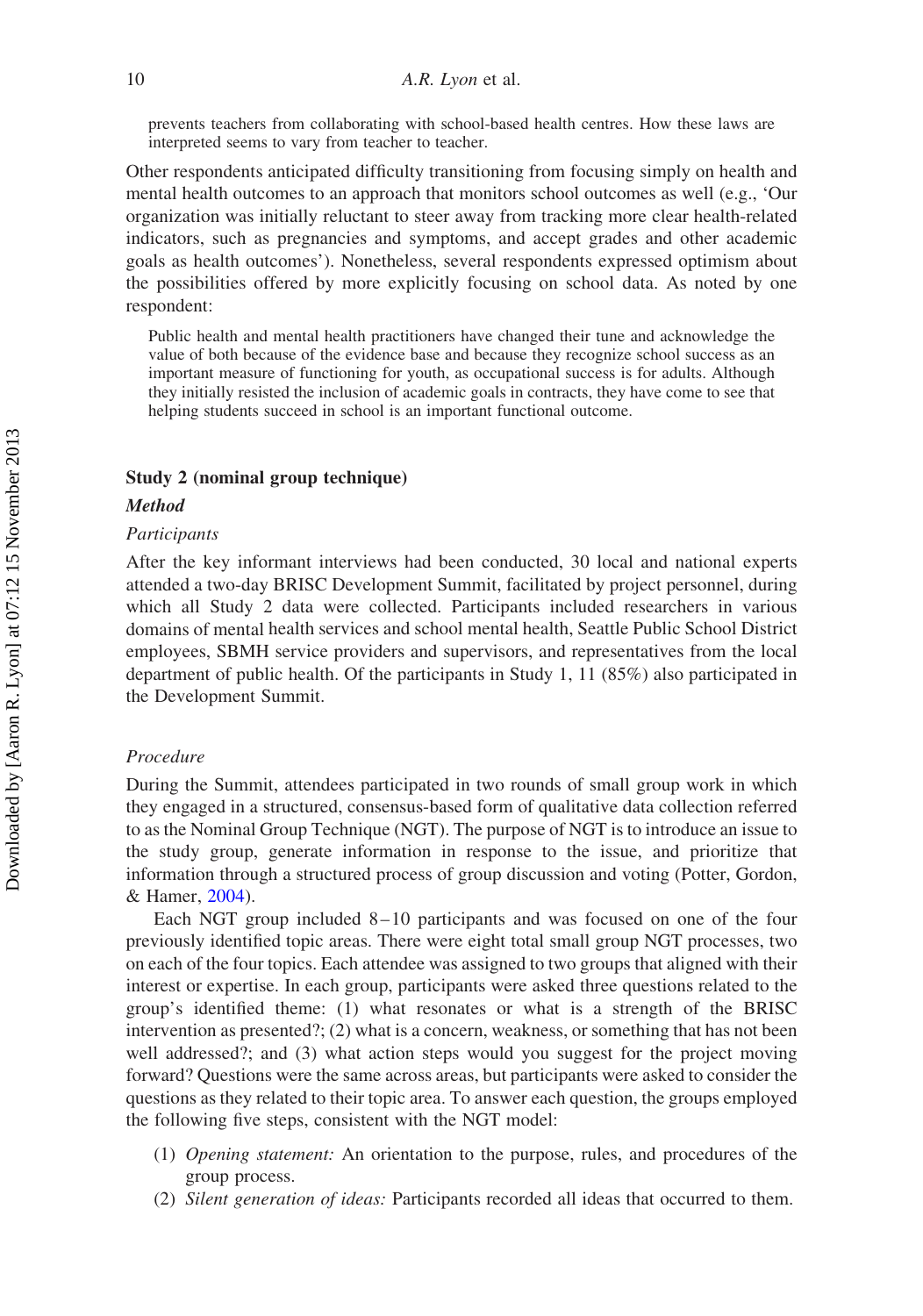> prevents teachers from collaborating with school-based health centres. How these laws are interpreted seems to vary from teacher to teacher.

Other respondents anticipated difficulty transitioning from focusing simply on health and mental health outcomes to an approach that monitors school outcomes as well (e.g., 'Our organization was initially reluctant to steer away from tracking more clear health-related indicators, such as pregnancies and symptoms, and accept grades and other academic goals as health outcomes'). Nonetheless, several respondents expressed optimism about the possibilities offered by more explicitly focusing on school data. As noted by one respondent:

> Public health and mental health practitioners have changed their tune and acknowledge the value of both because of the evidence base and because they recognize school success as an important measure of functioning for youth, as occupational success is for adults. Although they initially resisted the inclusion of academic goals in contracts, they have come to see that helping students succeed in school is an important functional outcome.

## Study 2 (nominal group technique)

### *Method*

#### *Participants*

After the key informant interviews had been conducted, 30 local and national experts attended a two-day BRISC Development Summit, facilitated by project personnel, during which all Study 2 data were collected. Participants included researchers in various domains of mental health services and school mental health, Seattle Public School District employees, SBMH service providers and supervisors, and representatives from the local department of public health. Of the participants in Study 1, 11 (85%) also participated in the Development Summit.

#### *Procedure*

During the Summit, attendees participated in two rounds of small group work in which they engaged in a structured, consensus-based form of qualitative data collection referred to as the Nominal Group Technique (NGT). The purpose of NGT is to introduce an issue to the study group, generate information in response to the issue, and prioritize that information through a structured process of group discussion and voting (Potter, Gordon, & Hamer, 2004).

Each NGT group included 8–10 participants and was focused on one of the four previously identified topic areas. There were eight total small group NGT processes, two on each of the four topics. Each attendee was assigned to two groups that aligned with their interest or expertise. In each group, participants were asked three questions related to the group's identified theme: (1) what resonates or what is a strength of the BRISC intervention as presented?; (2) what is a concern, weakness, or something that has not been well addressed?; and (3) what action steps would you suggest for the project moving forward? Questions were the same across areas, but participants were asked to consider the questions as they related to their topic area. To answer each question, the groups employed the following five steps, consistent with the NGT model:

1. *Opening statement:* An orientation to the purpose, rules, and procedures of the group process.
2. *Silent generation of ideas:* Participants recorded all ideas that occurred to them.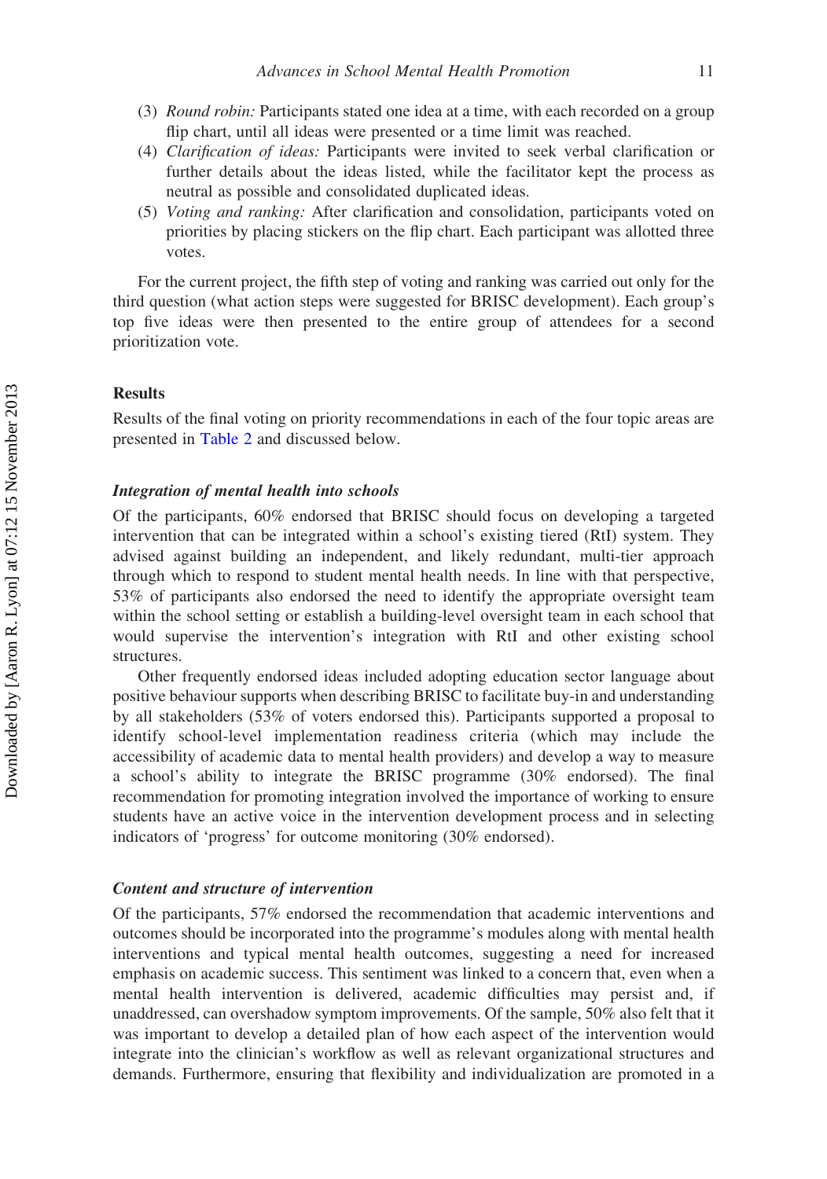(3) *Round robin:* Participants stated one idea at a time, with each recorded on a group flip chart, until all ideas were presented or a time limit was reached.
(4) *Clarification of ideas:* Participants were invited to seek verbal clarification or further details about the ideas listed, while the facilitator kept the process as neutral as possible and consolidated duplicated ideas.
(5) *Voting and ranking:* After clarification and consolidation, participants voted on priorities by placing stickers on the flip chart. Each participant was allotted three votes.

For the current project, the fifth step of voting and ranking was carried out only for the third question (what action steps were suggested for BRISC development). Each group's top five ideas were then presented to the entire group of attendees for a second prioritization vote.

## Results

Results of the final voting on priority recommendations in each of the four topic areas are presented in Table 2 and discussed below.

### *Integration of mental health into schools*

Of the participants, 60% endorsed that BRISC should focus on developing a targeted intervention that can be integrated within a school's existing tiered (RtI) system. They advised against building an independent, and likely redundant, multi-tier approach through which to respond to student mental health needs. In line with that perspective, 53% of participants also endorsed the need to identify the appropriate oversight team within the school setting or establish a building-level oversight team in each school that would supervise the intervention's integration with RtI and other existing school structures.

Other frequently endorsed ideas included adopting education sector language about positive behaviour supports when describing BRISC to facilitate buy-in and understanding by all stakeholders (53% of voters endorsed this). Participants supported a proposal to identify school-level implementation readiness criteria (which may include the accessibility of academic data to mental health providers) and develop a way to measure a school's ability to integrate the BRISC programme (30% endorsed). The final recommendation for promoting integration involved the importance of working to ensure students have an active voice in the intervention development process and in selecting indicators of 'progress' for outcome monitoring (30% endorsed).

### *Content and structure of intervention*

Of the participants, 57% endorsed the recommendation that academic interventions and outcomes should be incorporated into the programme's modules along with mental health interventions and typical mental health outcomes, suggesting a need for increased emphasis on academic success. This sentiment was linked to a concern that, even when a mental health intervention is delivered, academic difficulties may persist and, if unaddressed, can overshadow symptom improvements. Of the sample, 50% also felt that it was important to develop a detailed plan of how each aspect of the intervention would integrate into the clinician's workflow as well as relevant organizational structures and demands. Furthermore, ensuring that flexibility and individualization are promoted in a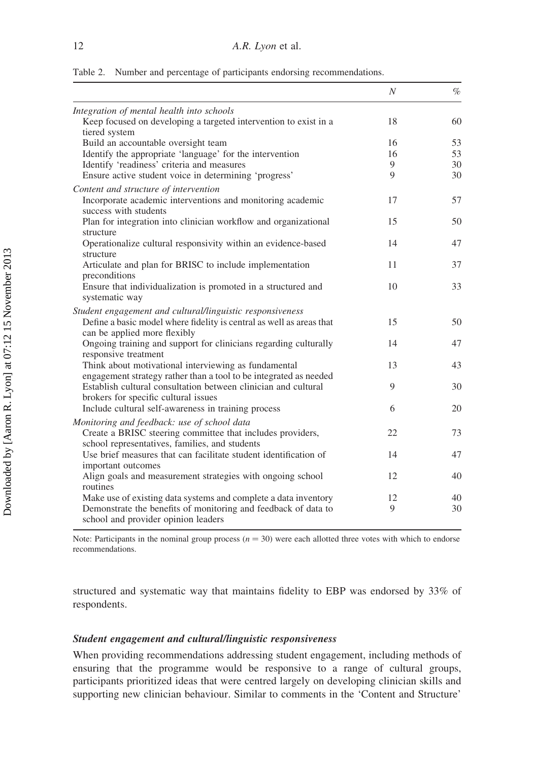Table 2. Number and percentage of participants endorsing recommendations.

| | $N$ | % |
|---|---|---|
| *Integration of mental health into schools* | | |
| Keep focused on developing a targeted intervention to exist in a tiered system | 18 | 60 |
| Build an accountable oversight team | 16 | 53 |
| Identify the appropriate 'language' for the intervention | 16 | 53 |
| Identify 'readiness' criteria and measures | 9 | 30 |
| Ensure active student voice in determining 'progress' | 9 | 30 |
| *Content and structure of intervention* | | |
| Incorporate academic interventions and monitoring academic success with students | 17 | 57 |
| Plan for integration into clinician workflow and organizational structure | 15 | 50 |
| Operationalize cultural responsivity within an evidence-based structure | 14 | 47 |
| Articulate and plan for BRISC to include implementation preconditions | 11 | 37 |
| Ensure that individualization is promoted in a structured and systematic way | 10 | 33 |
| *Student engagement and cultural/linguistic responsiveness* | | |
| Define a basic model where fidelity is central as well as areas that can be applied more flexibly | 15 | 50 |
| Ongoing training and support for clinicians regarding culturally responsive treatment | 14 | 47 |
| Think about motivational interviewing as fundamental engagement strategy rather than a tool to be integrated as needed | 13 | 43 |
| Establish cultural consultation between clinician and cultural brokers for specific cultural issues | 9 | 30 |
| Include cultural self-awareness in training process | 6 | 20 |
| *Monitoring and feedback: use of school data* | | |
| Create a BRISC steering committee that includes providers, school representatives, families, and students | 22 | 73 |
| Use brief measures that can facilitate student identification of important outcomes | 14 | 47 |
| Align goals and measurement strategies with ongoing school routines | 12 | 40 |
| Make use of existing data systems and complete a data inventory | 12 | 40 |
| Demonstrate the benefits of monitoring and feedback of data to school and provider opinion leaders | 9 | 30 |

Note: Participants in the nominal group process ($n = 30$) were each allotted three votes with which to endorse recommendations.

structured and systematic way that maintains fidelity to EBP was endorsed by 33% of respondents.

### *Student engagement and cultural/linguistic responsiveness*

When providing recommendations addressing student engagement, including methods of ensuring that the programme would be responsive to a range of cultural groups, participants prioritized ideas that were centred largely on developing clinician skills and supporting new clinician behaviour. Similar to comments in the 'Content and Structure'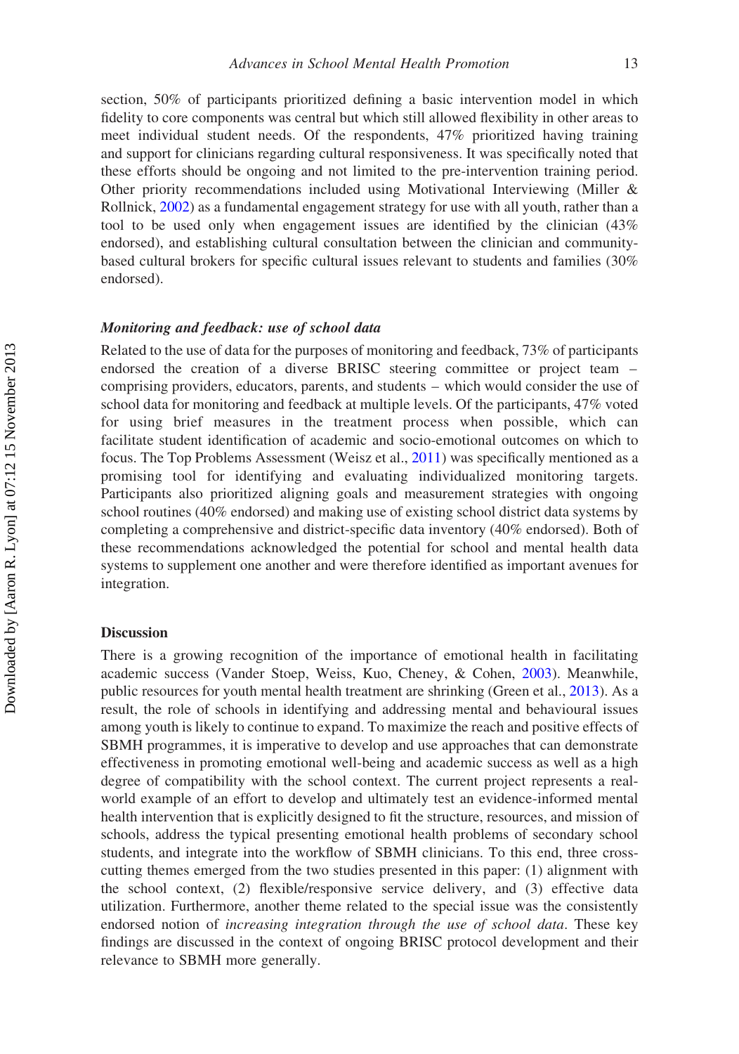section, 50% of participants prioritized defining a basic intervention model in which fidelity to core components was central but which still allowed flexibility in other areas to meet individual student needs. Of the respondents, 47% prioritized having training and support for clinicians regarding cultural responsiveness. It was specifically noted that these efforts should be ongoing and not limited to the pre-intervention training period. Other priority recommendations included using Motivational Interviewing (Miller & Rollnick, 2002) as a fundamental engagement strategy for use with all youth, rather than a tool to be used only when engagement issues are identified by the clinician (43% endorsed), and establishing cultural consultation between the clinician and community-based cultural brokers for specific cultural issues relevant to students and families (30% endorsed).

### *Monitoring and feedback: use of school data*

Related to the use of data for the purposes of monitoring and feedback, 73% of participants endorsed the creation of a diverse BRISC steering committee or project team – comprising providers, educators, parents, and students – which would consider the use of school data for monitoring and feedback at multiple levels. Of the participants, 47% voted for using brief measures in the treatment process when possible, which can facilitate student identification of academic and socio-emotional outcomes on which to focus. The Top Problems Assessment (Weisz et al., 2011) was specifically mentioned as a promising tool for identifying and evaluating individualized monitoring targets. Participants also prioritized aligning goals and measurement strategies with ongoing school routines (40% endorsed) and making use of existing school district data systems by completing a comprehensive and district-specific data inventory (40% endorsed). Both of these recommendations acknowledged the potential for school and mental health data systems to supplement one another and were therefore identified as important avenues for integration.

## Discussion

There is a growing recognition of the importance of emotional health in facilitating academic success (Vander Stoep, Weiss, Kuo, Cheney, & Cohen, 2003). Meanwhile, public resources for youth mental health treatment are shrinking (Green et al., 2013). As a result, the role of schools in identifying and addressing mental and behavioural issues among youth is likely to continue to expand. To maximize the reach and positive effects of SBMH programmes, it is imperative to develop and use approaches that can demonstrate effectiveness in promoting emotional well-being and academic success as well as a high degree of compatibility with the school context. The current project represents a real-world example of an effort to develop and ultimately test an evidence-informed mental health intervention that is explicitly designed to fit the structure, resources, and mission of schools, address the typical presenting emotional health problems of secondary school students, and integrate into the workflow of SBMH clinicians. To this end, three cross-cutting themes emerged from the two studies presented in this paper: (1) alignment with the school context, (2) flexible/responsive service delivery, and (3) effective data utilization. Furthermore, another theme related to the special issue was the consistently endorsed notion of *increasing integration through the use of school data*. These key findings are discussed in the context of ongoing BRISC protocol development and their relevance to SBMH more generally.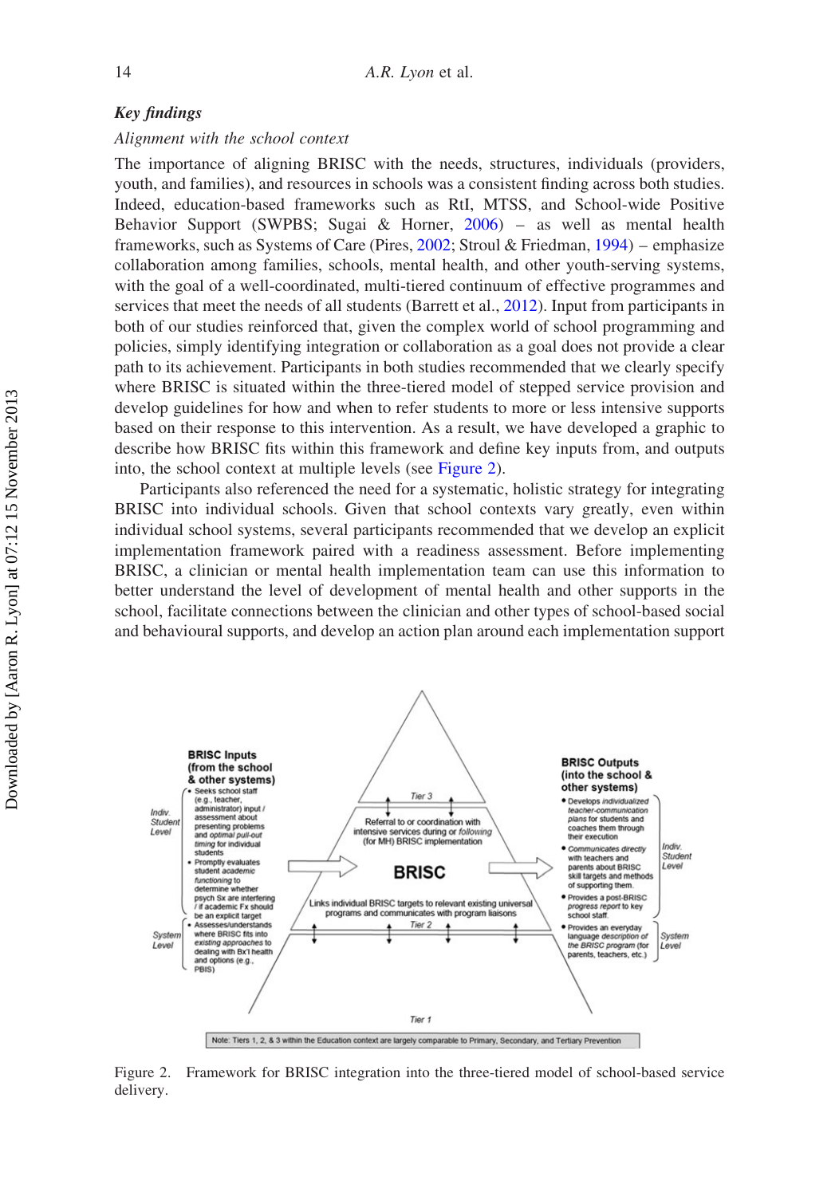## Key findings

### Alignment with the school context

The importance of aligning BRISC with the needs, structures, individuals (providers, youth, and families), and resources in schools was a consistent finding across both studies. Indeed, education-based frameworks such as RtI, MTSS, and School-wide Positive Behavior Support (SWPBS; Sugai & Horner, 2006) – as well as mental health frameworks, such as Systems of Care (Pires, 2002; Stroul & Friedman, 1994) – emphasize collaboration among families, schools, mental health, and other youth-serving systems, with the goal of a well-coordinated, multi-tiered continuum of effective programmes and services that meet the needs of all students (Barrett et al., 2012). Input from participants in both of our studies reinforced that, given the complex world of school programming and policies, simply identifying integration or collaboration as a goal does not provide a clear path to its achievement. Participants in both studies recommended that we clearly specify where BRISC is situated within the three-tiered model of stepped service provision and develop guidelines for how and when to refer students to more or less intensive supports based on their response to this intervention. As a result, we have developed a graphic to describe how BRISC fits within this framework and define key inputs from, and outputs into, the school context at multiple levels (see Figure 2).

Participants also referenced the need for a systematic, holistic strategy for integrating BRISC into individual schools. Given that school contexts vary greatly, even within individual school systems, several participants recommended that we develop an explicit implementation framework paired with a readiness assessment. Before implementing BRISC, a clinician or mental health implementation team can use this information to better understand the level of development of mental health and other supports in the school, facilitate connections between the clinician and other types of school-based social and behavioural supports, and develop an action plan around each implementation support

**BRISC Inputs (from the school & other systems)**

*Indiv. Student Level*
- Seeks school staff (e.g., teacher, administrator) input / assessment about presenting problems and *optimal pull-out timing* for individual students
- Promptly evaluates student *academic functioning* to determine whether psych Sx are interfering / if academic Fx should be an explicit target

*System Level*
- Assesses/understands where BRISC fits into existing approaches to dealing with Bx'l health and options (e.g., PBIS)

**Tier 3**

Referral to or coordination with intensive services during or *following* (for MH) BRISC implementation

**BRISC**

Links individual BRISC targets to relevant existing universal programs and communicates with program liaisons

**Tier 2**

**Tier 1**

**BRISC Outputs (into the school & other systems)**

*Indiv. Student Level*
- Develops *individualized teacher-communication plans* for students and coaches them through their execution
- *Communicates directly* with teachers and parents about BRISC skill targets and methods of supporting them.
- Provides a post-BRISC *progress report* to key school staff.

*System Level*
- Provides an everyday *language description of the BRISC program* (for parents, teachers, etc.)

Note: Tiers 1, 2, & 3 within the Education context are largely comparable to Primary, Secondary, and Tertiary Prevention

Figure 2. Framework for BRISC integration into the three-tiered model of school-based service delivery.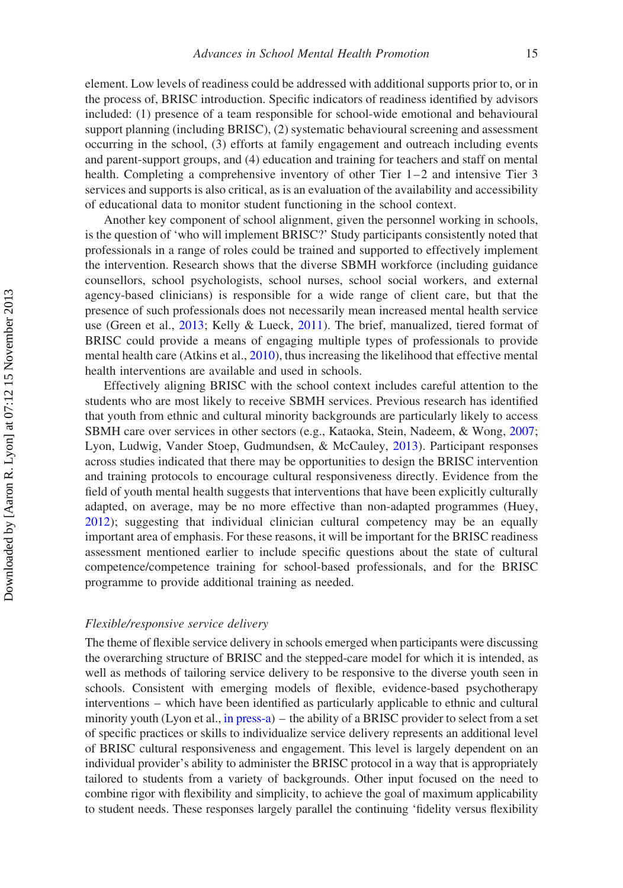element. Low levels of readiness could be addressed with additional supports prior to, or in the process of, BRISC introduction. Specific indicators of readiness identified by advisors included: (1) presence of a team responsible for school-wide emotional and behavioural support planning (including BRISC), (2) systematic behavioural screening and assessment occurring in the school, (3) efforts at family engagement and outreach including events and parent-support groups, and (4) education and training for teachers and staff on mental health. Completing a comprehensive inventory of other Tier 1–2 and intensive Tier 3 services and supports is also critical, as is an evaluation of the availability and accessibility of educational data to monitor student functioning in the school context.

Another key component of school alignment, given the personnel working in schools, is the question of 'who will implement BRISC?' Study participants consistently noted that professionals in a range of roles could be trained and supported to effectively implement the intervention. Research shows that the diverse SBMH workforce (including guidance counsellors, school psychologists, school nurses, school social workers, and external agency-based clinicians) is responsible for a wide range of client care, but that the presence of such professionals does not necessarily mean increased mental health service use (Green et al., 2013; Kelly & Lueck, 2011). The brief, manualized, tiered format of BRISC could provide a means of engaging multiple types of professionals to provide mental health care (Atkins et al., 2010), thus increasing the likelihood that effective mental health interventions are available and used in schools.

Effectively aligning BRISC with the school context includes careful attention to the students who are most likely to receive SBMH services. Previous research has identified that youth from ethnic and cultural minority backgrounds are particularly likely to access SBMH care over services in other sectors (e.g., Kataoka, Stein, Nadeem, & Wong, 2007; Lyon, Ludwig, Vander Stoep, Gudmundsen, & McCauley, 2013). Participant responses across studies indicated that there may be opportunities to design the BRISC intervention and training protocols to encourage cultural responsiveness directly. Evidence from the field of youth mental health suggests that interventions that have been explicitly culturally adapted, on average, may be no more effective than non-adapted programmes (Huey, 2012); suggesting that individual clinician cultural competency may be an equally important area of emphasis. For these reasons, it will be important for the BRISC readiness assessment mentioned earlier to include specific questions about the state of cultural competence/competence training for school-based professionals, and for the BRISC programme to provide additional training as needed.

### *Flexible/responsive service delivery*

The theme of flexible service delivery in schools emerged when participants were discussing the overarching structure of BRISC and the stepped-care model for which it is intended, as well as methods of tailoring service delivery to be responsive to the diverse youth seen in schools. Consistent with emerging models of flexible, evidence-based psychotherapy interventions – which have been identified as particularly applicable to ethnic and cultural minority youth (Lyon et al., in press-a) – the ability of a BRISC provider to select from a set of specific practices or skills to individualize service delivery represents an additional level of BRISC cultural responsiveness and engagement. This level is largely dependent on an individual provider's ability to administer the BRISC protocol in a way that is appropriately tailored to students from a variety of backgrounds. Other input focused on the need to combine rigor with flexibility and simplicity, to achieve the goal of maximum applicability to student needs. These responses largely parallel the continuing 'fidelity versus flexibility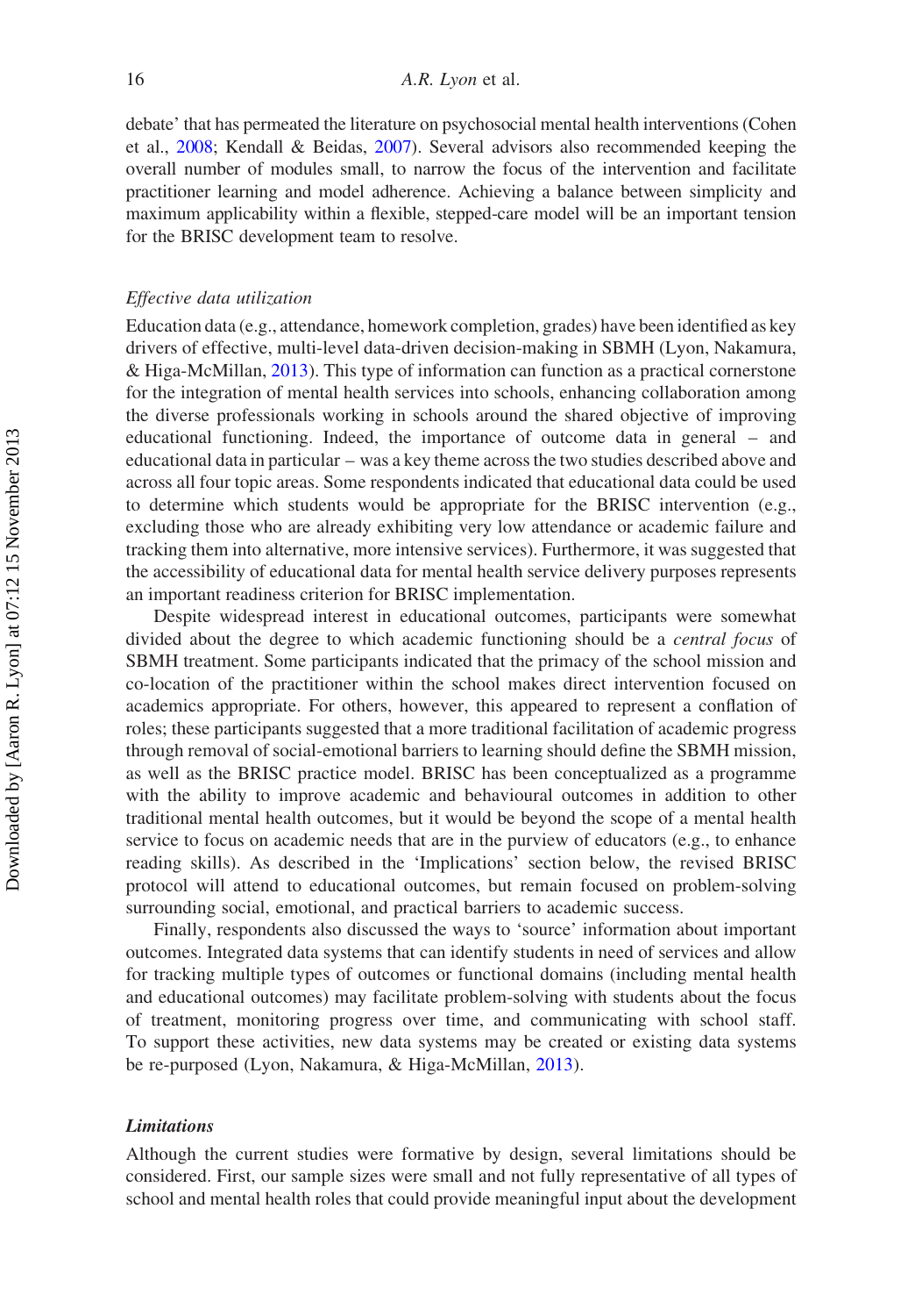debate' that has permeated the literature on psychosocial mental health interventions (Cohen et al., 2008; Kendall & Beidas, 2007). Several advisors also recommended keeping the overall number of modules small, to narrow the focus of the intervention and facilitate practitioner learning and model adherence. Achieving a balance between simplicity and maximum applicability within a flexible, stepped-care model will be an important tension for the BRISC development team to resolve.

*Effective data utilization*

Education data (e.g., attendance, homework completion, grades) have been identified as key drivers of effective, multi-level data-driven decision-making in SBMH (Lyon, Nakamura, & Higa-McMillan, 2013). This type of information can function as a practical cornerstone for the integration of mental health services into schools, enhancing collaboration among the diverse professionals working in schools around the shared objective of improving educational functioning. Indeed, the importance of outcome data in general – and educational data in particular – was a key theme across the two studies described above and across all four topic areas. Some respondents indicated that educational data could be used to determine which students would be appropriate for the BRISC intervention (e.g., excluding those who are already exhibiting very low attendance or academic failure and tracking them into alternative, more intensive services). Furthermore, it was suggested that the accessibility of educational data for mental health service delivery purposes represents an important readiness criterion for BRISC implementation.

Despite widespread interest in educational outcomes, participants were somewhat divided about the degree to which academic functioning should be a *central focus* of SBMH treatment. Some participants indicated that the primacy of the school mission and co-location of the practitioner within the school makes direct intervention focused on academics appropriate. For others, however, this appeared to represent a conflation of roles; these participants suggested that a more traditional facilitation of academic progress through removal of social-emotional barriers to learning should define the SBMH mission, as well as the BRISC practice model. BRISC has been conceptualized as a programme with the ability to improve academic and behavioural outcomes in addition to other traditional mental health outcomes, but it would be beyond the scope of a mental health service to focus on academic needs that are in the purview of educators (e.g., to enhance reading skills). As described in the 'Implications' section below, the revised BRISC protocol will attend to educational outcomes, but remain focused on problem-solving surrounding social, emotional, and practical barriers to academic success.

Finally, respondents also discussed the ways to 'source' information about important outcomes. Integrated data systems that can identify students in need of services and allow for tracking multiple types of outcomes or functional domains (including mental health and educational outcomes) may facilitate problem-solving with students about the focus of treatment, monitoring progress over time, and communicating with school staff. To support these activities, new data systems may be created or existing data systems be re-purposed (Lyon, Nakamura, & Higa-McMillan, 2013).

### Limitations

Although the current studies were formative by design, several limitations should be considered. First, our sample sizes were small and not fully representative of all types of school and mental health roles that could provide meaningful input about the development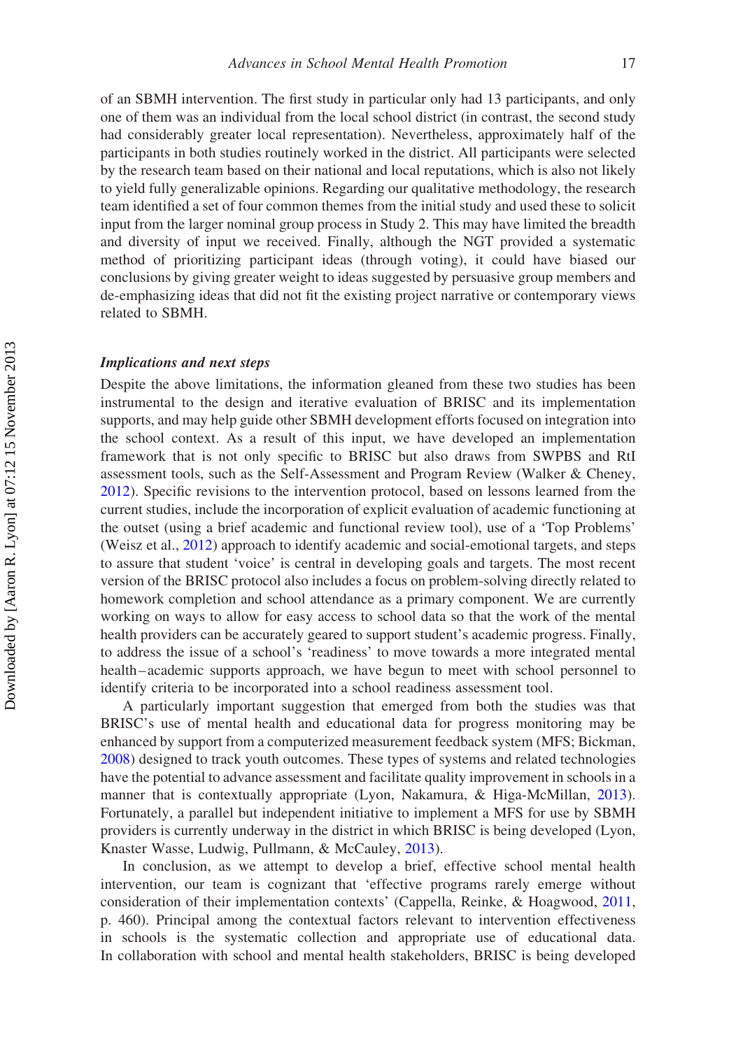of an SBMH intervention. The first study in particular only had 13 participants, and only one of them was an individual from the local school district (in contrast, the second study had considerably greater local representation). Nevertheless, approximately half of the participants in both studies routinely worked in the district. All participants were selected by the research team based on their national and local reputations, which is also not likely to yield fully generalizable opinions. Regarding our qualitative methodology, the research team identified a set of four common themes from the initial study and used these to solicit input from the larger nominal group process in Study 2. This may have limited the breadth and diversity of input we received. Finally, although the NGT provided a systematic method of prioritizing participant ideas (through voting), it could have biased our conclusions by giving greater weight to ideas suggested by persuasive group members and de-emphasizing ideas that did not fit the existing project narrative or contemporary views related to SBMH.

### *Implications and next steps*

Despite the above limitations, the information gleaned from these two studies has been instrumental to the design and iterative evaluation of BRISC and its implementation supports, and may help guide other SBMH development efforts focused on integration into the school context. As a result of this input, we have developed an implementation framework that is not only specific to BRISC but also draws from SWPBS and RtI assessment tools, such as the Self-Assessment and Program Review (Walker & Cheney, 2012). Specific revisions to the intervention protocol, based on lessons learned from the current studies, include the incorporation of explicit evaluation of academic functioning at the outset (using a brief academic and functional review tool), use of a 'Top Problems' (Weisz et al., 2012) approach to identify academic and social-emotional targets, and steps to assure that student 'voice' is central in developing goals and targets. The most recent version of the BRISC protocol also includes a focus on problem-solving directly related to homework completion and school attendance as a primary component. We are currently working on ways to allow for easy access to school data so that the work of the mental health providers can be accurately geared to support student's academic progress. Finally, to address the issue of a school's 'readiness' to move towards a more integrated mental health–academic supports approach, we have begun to meet with school personnel to identify criteria to be incorporated into a school readiness assessment tool.

A particularly important suggestion that emerged from both the studies was that BRISC's use of mental health and educational data for progress monitoring may be enhanced by support from a computerized measurement feedback system (MFS; Bickman, 2008) designed to track youth outcomes. These types of systems and related technologies have the potential to advance assessment and facilitate quality improvement in schools in a manner that is contextually appropriate (Lyon, Nakamura, & Higa-McMillan, 2013). Fortunately, a parallel but independent initiative to implement a MFS for use by SBMH providers is currently underway in the district in which BRISC is being developed (Lyon, Knaster Wasse, Ludwig, Pullmann, & McCauley, 2013).

In conclusion, as we attempt to develop a brief, effective school mental health intervention, our team is cognizant that 'effective programs rarely emerge without consideration of their implementation contexts' (Cappella, Reinke, & Hoagwood, 2011, p. 460). Principal among the contextual factors relevant to intervention effectiveness in schools is the systematic collection and appropriate use of educational data. In collaboration with school and mental health stakeholders, BRISC is being developed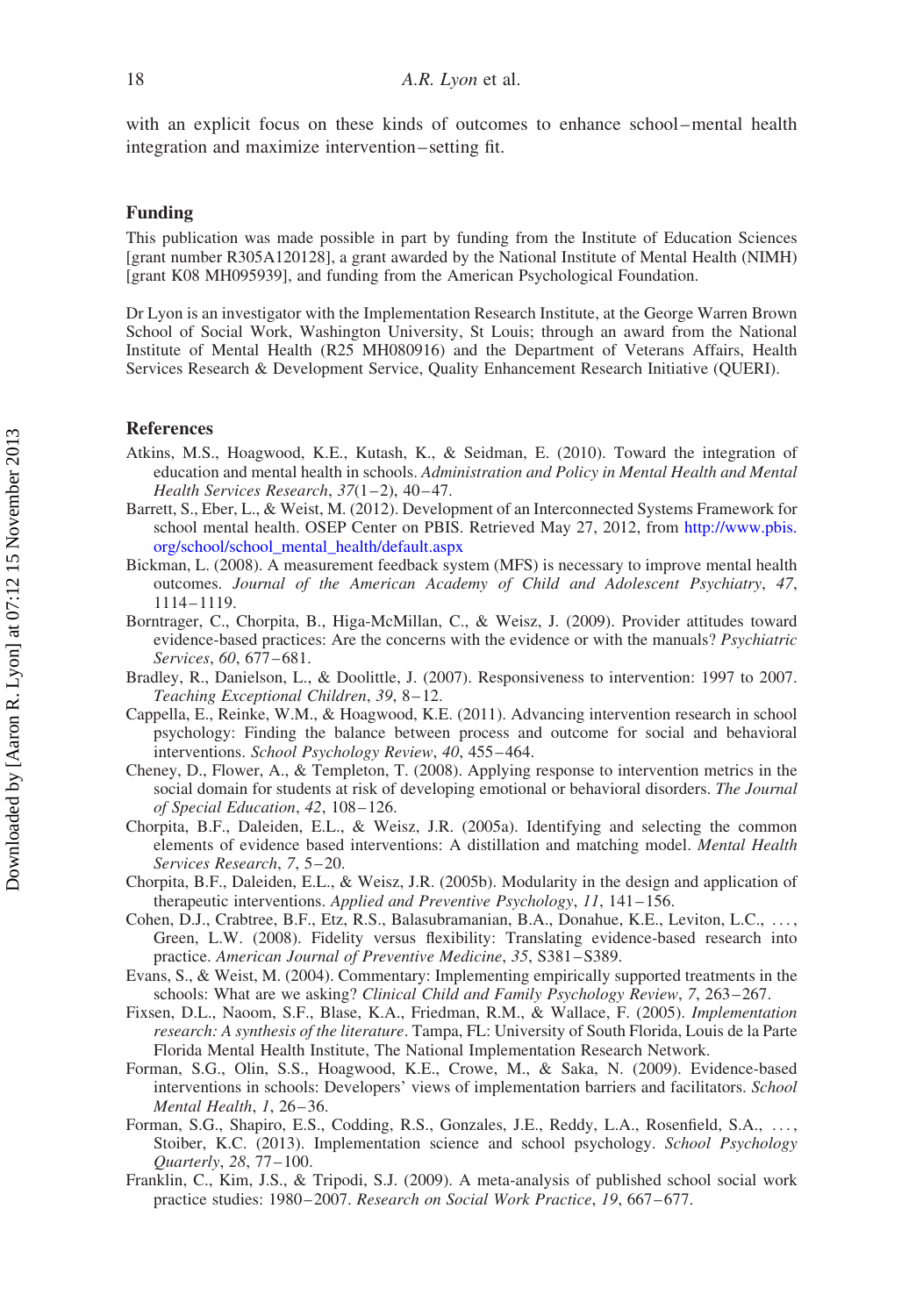with an explicit focus on these kinds of outcomes to enhance school–mental health integration and maximize intervention–setting fit.

## Funding

This publication was made possible in part by funding from the Institute of Education Sciences [grant number R305A120128], a grant awarded by the National Institute of Mental Health (NIMH) [grant K08 MH095939], and funding from the American Psychological Foundation.

Dr Lyon is an investigator with the Implementation Research Institute, at the George Warren Brown School of Social Work, Washington University, St Louis; through an award from the National Institute of Mental Health (R25 MH080916) and the Department of Veterans Affairs, Health Services Research & Development Service, Quality Enhancement Research Initiative (QUERI).

## References

Atkins, M.S., Hoagwood, K.E., Kutash, K., & Seidman, E. (2010). Toward the integration of education and mental health in schools. *Administration and Policy in Mental Health and Mental Health Services Research*, *37*(1–2), 40–47.

Barrett, S., Eber, L., & Weist, M. (2012). Development of an Interconnected Systems Framework for school mental health. OSEP Center on PBIS. Retrieved May 27, 2012, from http://www.pbis.org/school/school_mental_health/default.aspx

Bickman, L. (2008). A measurement feedback system (MFS) is necessary to improve mental health outcomes. *Journal of the American Academy of Child and Adolescent Psychiatry*, *47*, 1114–1119.

Borntrager, C., Chorpita, B., Higa-McMillan, C., & Weisz, J. (2009). Provider attitudes toward evidence-based practices: Are the concerns with the evidence or with the manuals? *Psychiatric Services*, *60*, 677–681.

Bradley, R., Danielson, L., & Doolittle, J. (2007). Responsiveness to intervention: 1997 to 2007. *Teaching Exceptional Children*, *39*, 8–12.

Cappella, E., Reinke, W.M., & Hoagwood, K.E. (2011). Advancing intervention research in school psychology: Finding the balance between process and outcome for social and behavioral interventions. *School Psychology Review*, *40*, 455–464.

Cheney, D., Flower, A., & Templeton, T. (2008). Applying response to intervention metrics in the social domain for students at risk of developing emotional or behavioral disorders. *The Journal of Special Education*, *42*, 108–126.

Chorpita, B.F., Daleiden, E.L., & Weisz, J.R. (2005a). Identifying and selecting the common elements of evidence based interventions: A distillation and matching model. *Mental Health Services Research*, *7*, 5–20.

Chorpita, B.F., Daleiden, E.L., & Weisz, J.R. (2005b). Modularity in the design and application of therapeutic interventions. *Applied and Preventive Psychology*, *11*, 141–156.

Cohen, D.J., Crabtree, B.F., Etz, R.S., Balasubramanian, B.A., Donahue, K.E., Leviton, L.C., ..., Green, L.W. (2008). Fidelity versus flexibility: Translating evidence-based research into practice. *American Journal of Preventive Medicine*, *35*, S381–S389.

Evans, S., & Weist, M. (2004). Commentary: Implementing empirically supported treatments in the schools: What are we asking? *Clinical Child and Family Psychology Review*, *7*, 263–267.

Fixsen, D.L., Naoom, S.F., Blase, K.A., Friedman, R.M., & Wallace, F. (2005). *Implementation research: A synthesis of the literature*. Tampa, FL: University of South Florida, Louis de la Parte Florida Mental Health Institute, The National Implementation Research Network.

Forman, S.G., Olin, S.S., Hoagwood, K.E., Crowe, M., & Saka, N. (2009). Evidence-based interventions in schools: Developers' views of implementation barriers and facilitators. *School Mental Health*, *1*, 26–36.

Forman, S.G., Shapiro, E.S., Codding, R.S., Gonzales, J.E., Reddy, L.A., Rosenfield, S.A., ..., Stoiber, K.C. (2013). Implementation science and school psychology. *School Psychology Quarterly*, *28*, 77–100.

Franklin, C., Kim, J.S., & Tripodi, S.J. (2009). A meta-analysis of published school social work practice studies: 1980–2007. *Research on Social Work Practice*, *19*, 667–677.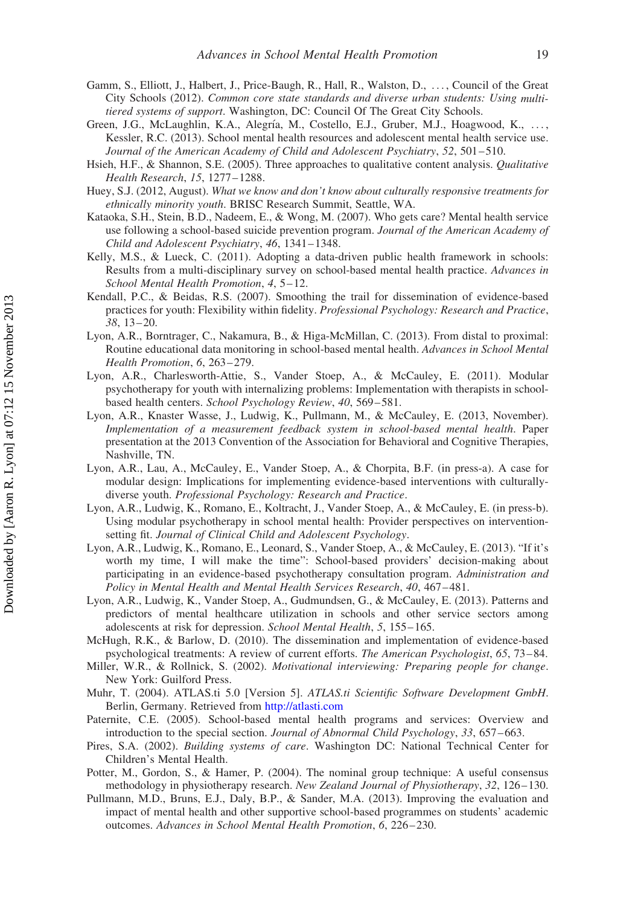Gamm, S., Elliott, J., Halbert, J., Price-Baugh, R., Hall, R., Walston, D., ..., Council of the Great City Schools (2012). *Common core state standards and diverse urban students: Using multi-tiered systems of support*. Washington, DC: Council Of The Great City Schools.

Green, J.G., McLaughlin, K.A., Alegría, M., Costello, E.J., Gruber, M.J., Hoagwood, K., ..., Kessler, R.C. (2013). School mental health resources and adolescent mental health service use. *Journal of the American Academy of Child and Adolescent Psychiatry*, *52*, 501–510.

Hsieh, H.F., & Shannon, S.E. (2005). Three approaches to qualitative content analysis. *Qualitative Health Research*, *15*, 1277–1288.

Huey, S.J. (2012, August). *What we know and don't know about culturally responsive treatments for ethnically minority youth*. BRISC Research Summit, Seattle, WA.

Kataoka, S.H., Stein, B.D., Nadeem, E., & Wong, M. (2007). Who gets care? Mental health service use following a school-based suicide prevention program. *Journal of the American Academy of Child and Adolescent Psychiatry*, *46*, 1341–1348.

Kelly, M.S., & Lueck, C. (2011). Adopting a data-driven public health framework in schools: Results from a multi-disciplinary survey on school-based mental health practice. *Advances in School Mental Health Promotion*, *4*, 5–12.

Kendall, P.C., & Beidas, R.S. (2007). Smoothing the trail for dissemination of evidence-based practices for youth: Flexibility within fidelity. *Professional Psychology: Research and Practice*, *38*, 13–20.

Lyon, A.R., Borntrager, C., Nakamura, B., & Higa-McMillan, C. (2013). From distal to proximal: Routine educational data monitoring in school-based mental health. *Advances in School Mental Health Promotion*, *6*, 263–279.

Lyon, A.R., Charlesworth-Attie, S., Vander Stoep, A., & McCauley, E. (2011). Modular psychotherapy for youth with internalizing problems: Implementation with therapists in school-based health centers. *School Psychology Review*, *40*, 569–581.

Lyon, A.R., Knaster Wasse, J., Ludwig, K., Pullmann, M., & McCauley, E. (2013, November). *Implementation of a measurement feedback system in school-based mental health*. Paper presentation at the 2013 Convention of the Association for Behavioral and Cognitive Therapies, Nashville, TN.

Lyon, A.R., Lau, A., McCauley, E., Vander Stoep, A., & Chorpita, B.F. (in press-a). A case for modular design: Implications for implementing evidence-based interventions with culturally-diverse youth. *Professional Psychology: Research and Practice*.

Lyon, A.R., Ludwig, K., Romano, E., Koltracht, J., Vander Stoep, A., & McCauley, E. (in press-b). Using modular psychotherapy in school mental health: Provider perspectives on intervention-setting fit. *Journal of Clinical Child and Adolescent Psychology*.

Lyon, A.R., Ludwig, K., Romano, E., Leonard, S., Vander Stoep, A., & McCauley, E. (2013). "If it's worth my time, I will make the time": School-based providers' decision-making about participating in an evidence-based psychotherapy consultation program. *Administration and Policy in Mental Health and Mental Health Services Research*, *40*, 467–481.

Lyon, A.R., Ludwig, K., Vander Stoep, A., Gudmundsen, G., & McCauley, E. (2013). Patterns and predictors of mental healthcare utilization in schools and other service sectors among adolescents at risk for depression. *School Mental Health*, *5*, 155–165.

McHugh, R.K., & Barlow, D. (2010). The dissemination and implementation of evidence-based psychological treatments: A review of current efforts. *The American Psychologist*, *65*, 73–84.

Miller, W.R., & Rollnick, S. (2002). *Motivational interviewing: Preparing people for change*. New York: Guilford Press.

Muhr, T. (2004). ATLAS.ti 5.0 [Version 5]. *ATLAS.ti Scientific Software Development GmbH*. Berlin, Germany. Retrieved from http://atlasti.com

Paternite, C.E. (2005). School-based mental health programs and services: Overview and introduction to the special section. *Journal of Abnormal Child Psychology*, *33*, 657–663.

Pires, S.A. (2002). *Building systems of care*. Washington DC: National Technical Center for Children's Mental Health.

Potter, M., Gordon, S., & Hamer, P. (2004). The nominal group technique: A useful consensus methodology in physiotherapy research. *New Zealand Journal of Physiotherapy*, *32*, 126–130.

Pullmann, M.D., Bruns, E.J., Daly, B.P., & Sander, M.A. (2013). Improving the evaluation and impact of mental health and other supportive school-based programmes on students' academic outcomes. *Advances in School Mental Health Promotion*, *6*, 226–230.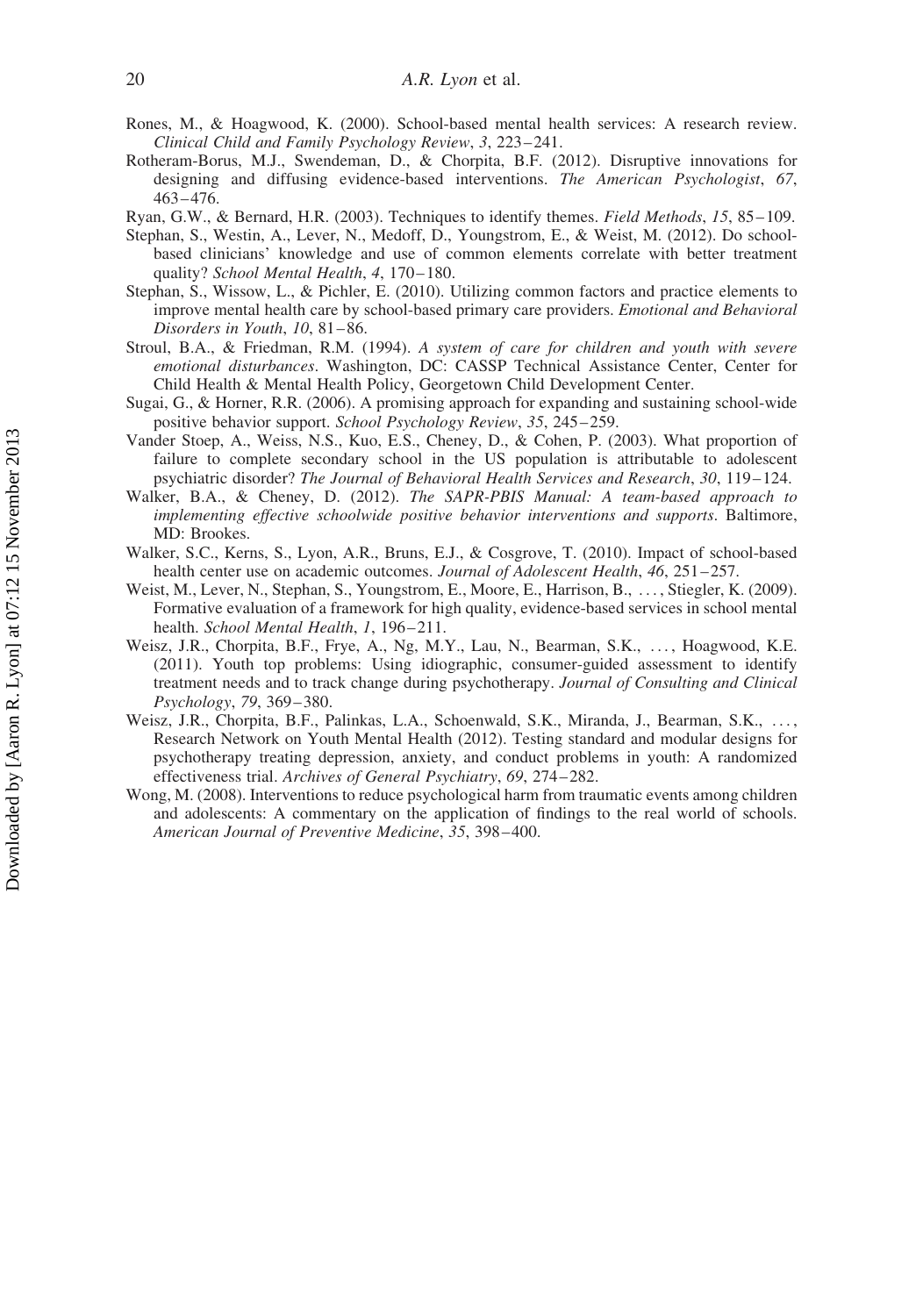Rones, M., & Hoagwood, K. (2000). School-based mental health services: A research review. *Clinical Child and Family Psychology Review*, *3*, 223–241.

Rotheram-Borus, M.J., Swendeman, D., & Chorpita, B.F. (2012). Disruptive innovations for designing and diffusing evidence-based interventions. *The American Psychologist*, *67*, 463–476.

Ryan, G.W., & Bernard, H.R. (2003). Techniques to identify themes. *Field Methods*, *15*, 85–109.

Stephan, S., Westin, A., Lever, N., Medoff, D., Youngstrom, E., & Weist, M. (2012). Do school-based clinicians' knowledge and use of common elements correlate with better treatment quality? *School Mental Health*, *4*, 170–180.

Stephan, S., Wissow, L., & Pichler, E. (2010). Utilizing common factors and practice elements to improve mental health care by school-based primary care providers. *Emotional and Behavioral Disorders in Youth*, *10*, 81–86.

Stroul, B.A., & Friedman, R.M. (1994). *A system of care for children and youth with severe emotional disturbances*. Washington, DC: CASSP Technical Assistance Center, Center for Child Health & Mental Health Policy, Georgetown Child Development Center.

Sugai, G., & Horner, R.R. (2006). A promising approach for expanding and sustaining school-wide positive behavior support. *School Psychology Review*, *35*, 245–259.

Vander Stoep, A., Weiss, N.S., Kuo, E.S., Cheney, D., & Cohen, P. (2003). What proportion of failure to complete secondary school in the US population is attributable to adolescent psychiatric disorder? *The Journal of Behavioral Health Services and Research*, *30*, 119–124.

Walker, B.A., & Cheney, D. (2012). *The SAPR-PBIS Manual: A team-based approach to implementing effective schoolwide positive behavior interventions and supports*. Baltimore, MD: Brookes.

Walker, S.C., Kerns, S., Lyon, A.R., Bruns, E.J., & Cosgrove, T. (2010). Impact of school-based health center use on academic outcomes. *Journal of Adolescent Health*, *46*, 251–257.

Weist, M., Lever, N., Stephan, S., Youngstrom, E., Moore, E., Harrison, B., …, Stiegler, K. (2009). Formative evaluation of a framework for high quality, evidence-based services in school mental health. *School Mental Health*, *1*, 196–211.

Weisz, J.R., Chorpita, B.F., Frye, A., Ng, M.Y., Lau, N., Bearman, S.K., …, Hoagwood, K.E. (2011). Youth top problems: Using idiographic, consumer-guided assessment to identify treatment needs and to track change during psychotherapy. *Journal of Consulting and Clinical Psychology*, *79*, 369–380.

Weisz, J.R., Chorpita, B.F., Palinkas, L.A., Schoenwald, S.K., Miranda, J., Bearman, S.K., …, Research Network on Youth Mental Health (2012). Testing standard and modular designs for psychotherapy treating depression, anxiety, and conduct problems in youth: A randomized effectiveness trial. *Archives of General Psychiatry*, *69*, 274–282.

Wong, M. (2008). Interventions to reduce psychological harm from traumatic events among children and adolescents: A commentary on the application of findings to the real world of schools. *American Journal of Preventive Medicine*, *35*, 398–400.